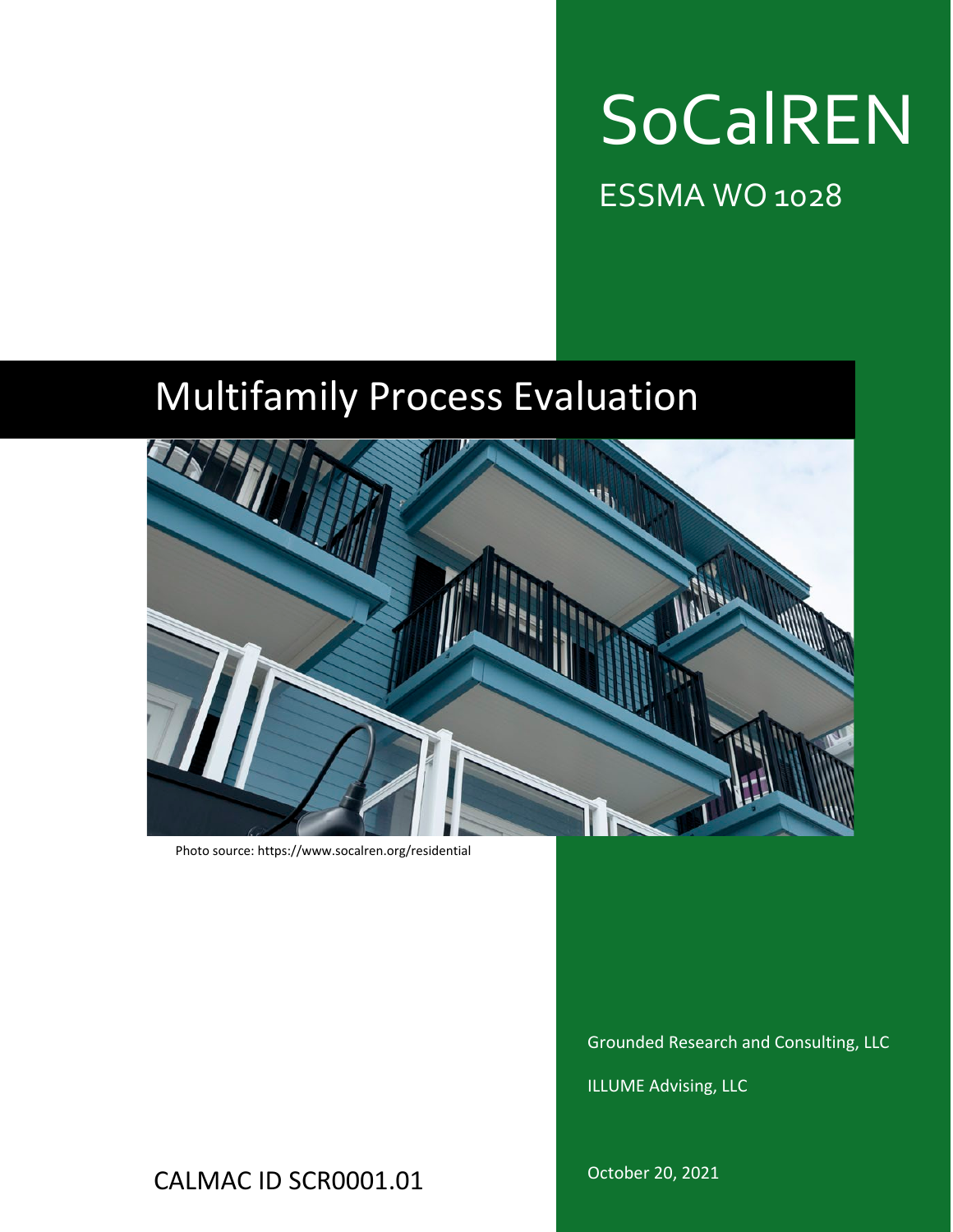# SoCalREN

ESSMA WO 1028

## Multifamily Process Evaluation

Photo source: https://www.socalren.org/residential

Grounded Research and Consulting, LLC

ILLUME Advising, LLC

CALMAC ID SCR0001.01

October 20, 2021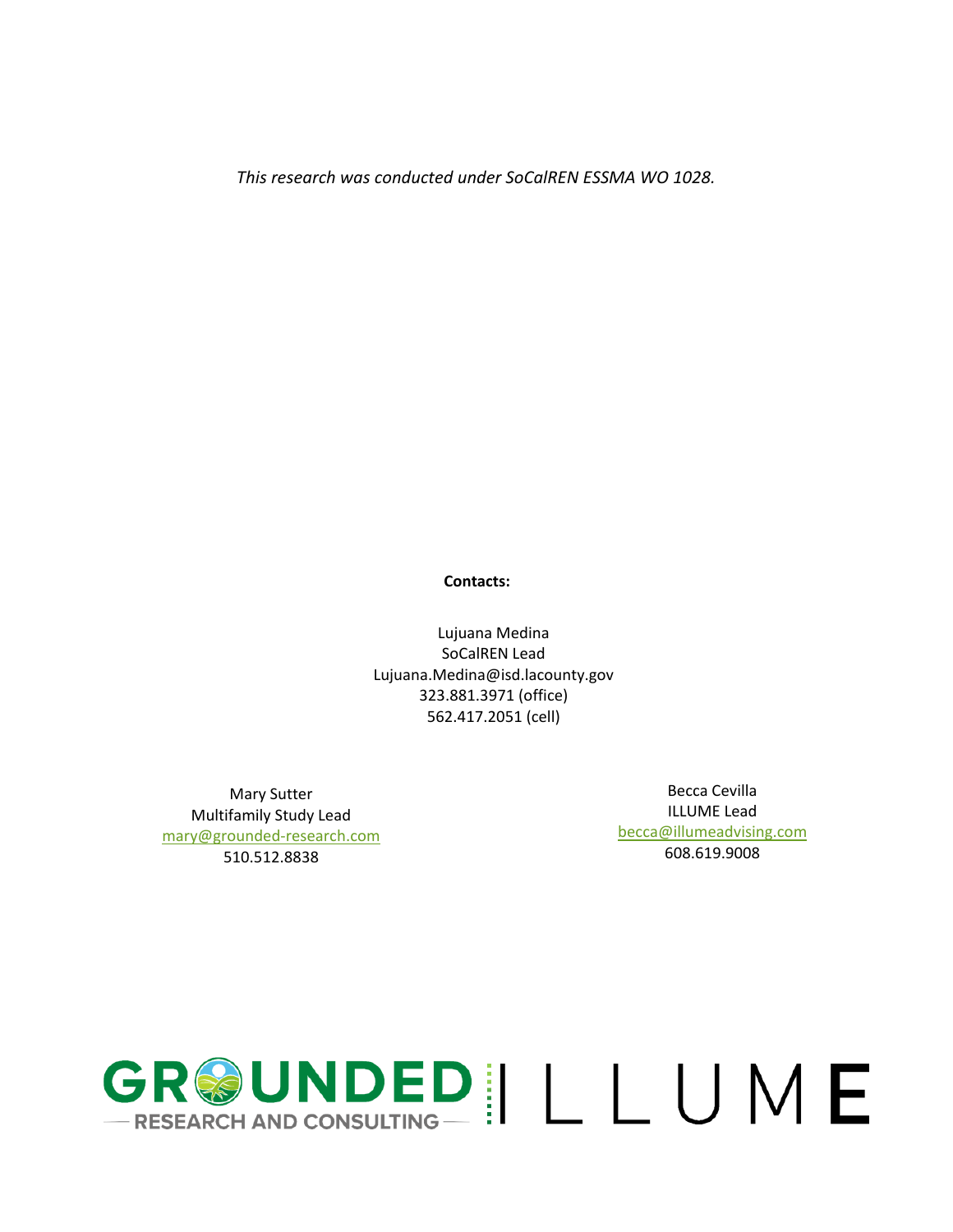*This research was conducted under SoCalREN ESSMA WO 1028.*

**Contacts:**

Lujuana Medina
SoCalREN Lead
Lujuana.Medina@isd.lacounty.gov
323.881.3971 (office)
562.417.2051 (cell)

Mary Sutter
Multifamily Study Lead
mary@grounded-research.com
510.512.8838

Becca Cevilla
ILLUME Lead
becca@illumeadvising.com
608.619.9008

GROUNDED RESEARCH AND CONSULTING | ILLUME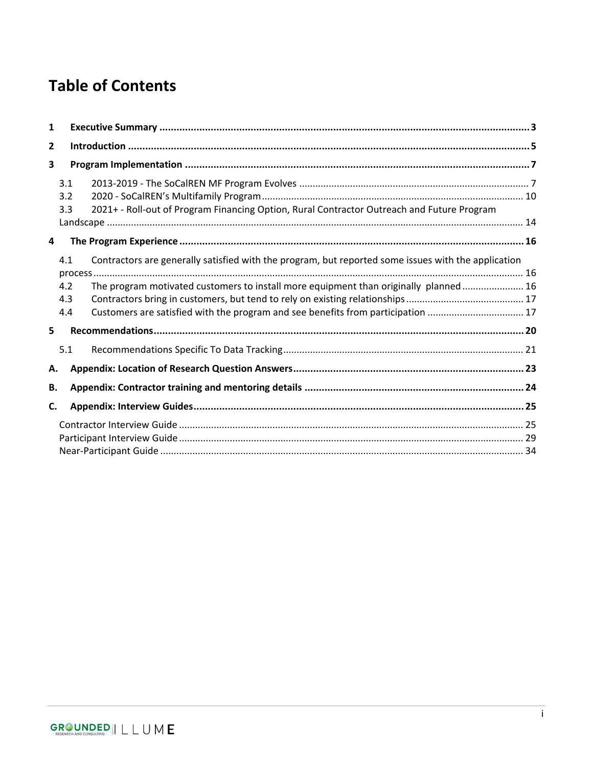# Table of Contents

1 Executive Summary ... 3

2 Introduction ... 5

3 Program Implementation ... 7

- 3.1 2013-2019 - The SoCalREN MF Program Evolves ... 7
- 3.2 2020 - SoCalREN's Multifamily Program ... 10
- 3.3 2021+ - Roll-out of Program Financing Option, Rural Contractor Outreach and Future Program Landscape ... 14

4 The Program Experience ... 16

- 4.1 Contractors are generally satisfied with the program, but reported some issues with the application process ... 16
- 4.2 The program motivated customers to install more equipment than originally planned ... 16
- 4.3 Contractors bring in customers, but tend to rely on existing relationships ... 17
- 4.4 Customers are satisfied with the program and see benefits from participation ... 17

5 Recommendations ... 20

- 5.1 Recommendations Specific To Data Tracking ... 21

A. Appendix: Location of Research Question Answers ... 23

B. Appendix: Contractor training and mentoring details ... 24

C. Appendix: Interview Guides ... 25

- Contractor Interview Guide ... 25
- Participant Interview Guide ... 29
- Near-Participant Guide ... 34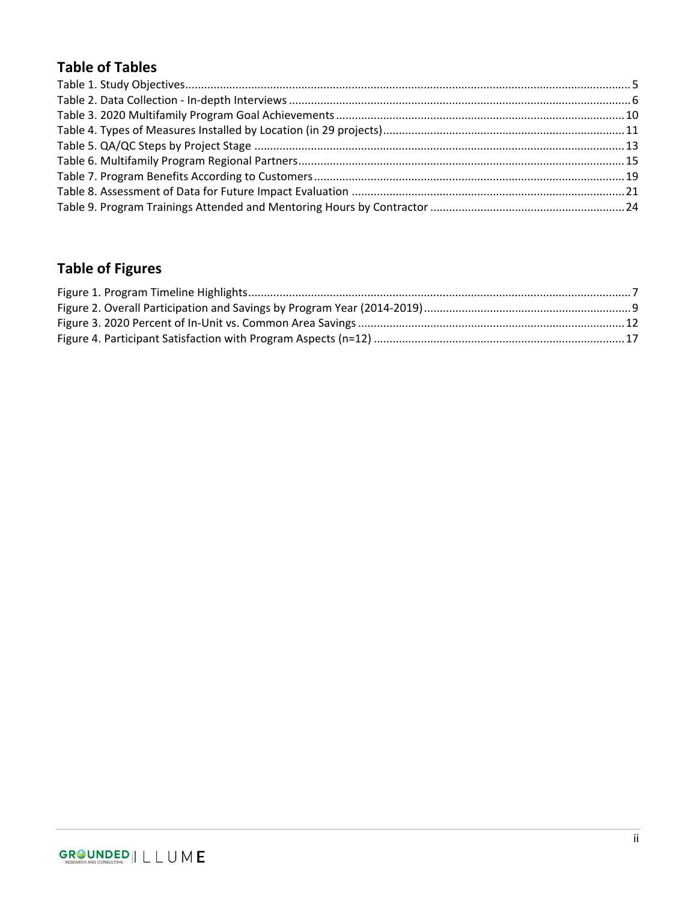## Table of Tables

Table 1. Study Objectives.......................................................................................................................................5
Table 2. Data Collection - In-depth Interviews ......................................................................................................6
Table 3. 2020 Multifamily Program Goal Achievements ......................................................................................10
Table 4. Types of Measures Installed by Location (in 29 projects).......................................................................11
Table 5. QA/QC Steps by Project Stage ................................................................................................................13
Table 6. Multifamily Program Regional Partners..................................................................................................15
Table 7. Program Benefits According to Customers.............................................................................................19
Table 8. Assessment of Data for Future Impact Evaluation .................................................................................21
Table 9. Program Trainings Attended and Mentoring Hours by Contractor ........................................................24

## Table of Figures

Figure 1. Program Timeline Highlights....................................................................................................................7
Figure 2. Overall Participation and Savings by Program Year (2014-2019).............................................................9
Figure 3. 2020 Percent of In-Unit vs. Common Area Savings ................................................................................12
Figure 4. Participant Satisfaction with Program Aspects (n=12) ..........................................................................17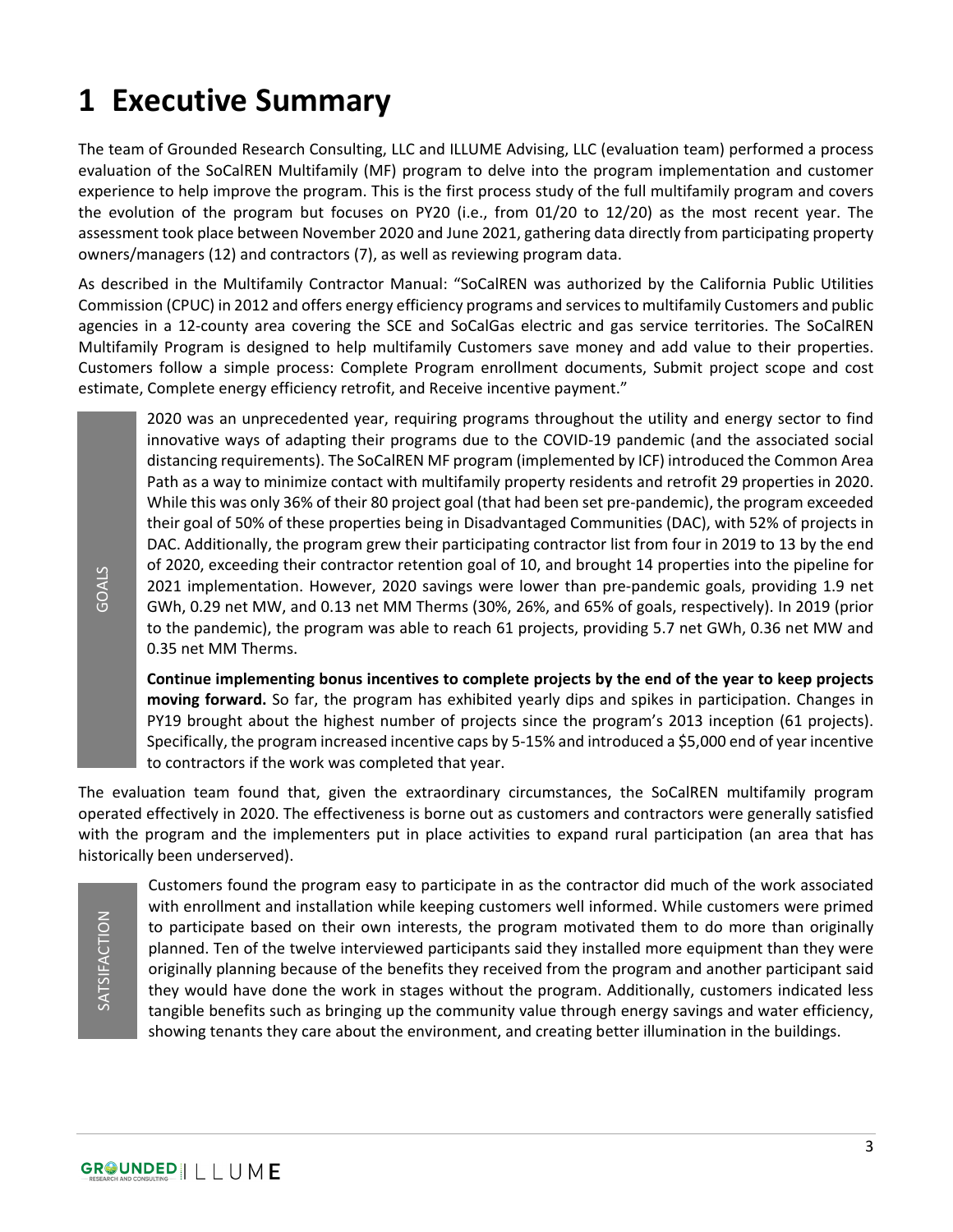# 1 Executive Summary

The team of Grounded Research Consulting, LLC and ILLUME Advising, LLC (evaluation team) performed a process evaluation of the SoCalREN Multifamily (MF) program to delve into the program implementation and customer experience to help improve the program. This is the first process study of the full multifamily program and covers the evolution of the program but focuses on PY20 (i.e., from 01/20 to 12/20) as the most recent year. The assessment took place between November 2020 and June 2021, gathering data directly from participating property owners/managers (12) and contractors (7), as well as reviewing program data.

As described in the Multifamily Contractor Manual: "SoCalREN was authorized by the California Public Utilities Commission (CPUC) in 2012 and offers energy efficiency programs and services to multifamily Customers and public agencies in a 12-county area covering the SCE and SoCalGas electric and gas service territories. The SoCalREN Multifamily Program is designed to help multifamily Customers save money and add value to their properties. Customers follow a simple process: Complete Program enrollment documents, Submit project scope and cost estimate, Complete energy efficiency retrofit, and Receive incentive payment."

GOALS

2020 was an unprecedented year, requiring programs throughout the utility and energy sector to find innovative ways of adapting their programs due to the COVID-19 pandemic (and the associated social distancing requirements). The SoCalREN MF program (implemented by ICF) introduced the Common Area Path as a way to minimize contact with multifamily property residents and retrofit 29 properties in 2020. While this was only 36% of their 80 project goal (that had been set pre-pandemic), the program exceeded their goal of 50% of these properties being in Disadvantaged Communities (DAC), with 52% of projects in DAC. Additionally, the program grew their participating contractor list from four in 2019 to 13 by the end of 2020, exceeding their contractor retention goal of 10, and brought 14 properties into the pipeline for 2021 implementation. However, 2020 savings were lower than pre-pandemic goals, providing 1.9 net GWh, 0.29 net MW, and 0.13 net MM Therms (30%, 26%, and 65% of goals, respectively). In 2019 (prior to the pandemic), the program was able to reach 61 projects, providing 5.7 net GWh, 0.36 net MW and 0.35 net MM Therms.

**Continue implementing bonus incentives to complete projects by the end of the year to keep projects moving forward.** So far, the program has exhibited yearly dips and spikes in participation. Changes in PY19 brought about the highest number of projects since the program's 2013 inception (61 projects). Specifically, the program increased incentive caps by 5-15% and introduced a $5,000 end of year incentive to contractors if the work was completed that year.

The evaluation team found that, given the extraordinary circumstances, the SoCalREN multifamily program operated effectively in 2020. The effectiveness is borne out as customers and contractors were generally satisfied with the program and the implementers put in place activities to expand rural participation (an area that has historically been underserved).

SATSIFACTION

Customers found the program easy to participate in as the contractor did much of the work associated with enrollment and installation while keeping customers well informed. While customers were primed to participate based on their own interests, the program motivated them to do more than originally planned. Ten of the twelve interviewed participants said they installed more equipment than they were originally planning because of the benefits they received from the program and another participant said they would have done the work in stages without the program. Additionally, customers indicated less tangible benefits such as bringing up the community value through energy savings and water efficiency, showing tenants they care about the environment, and creating better illumination in the buildings.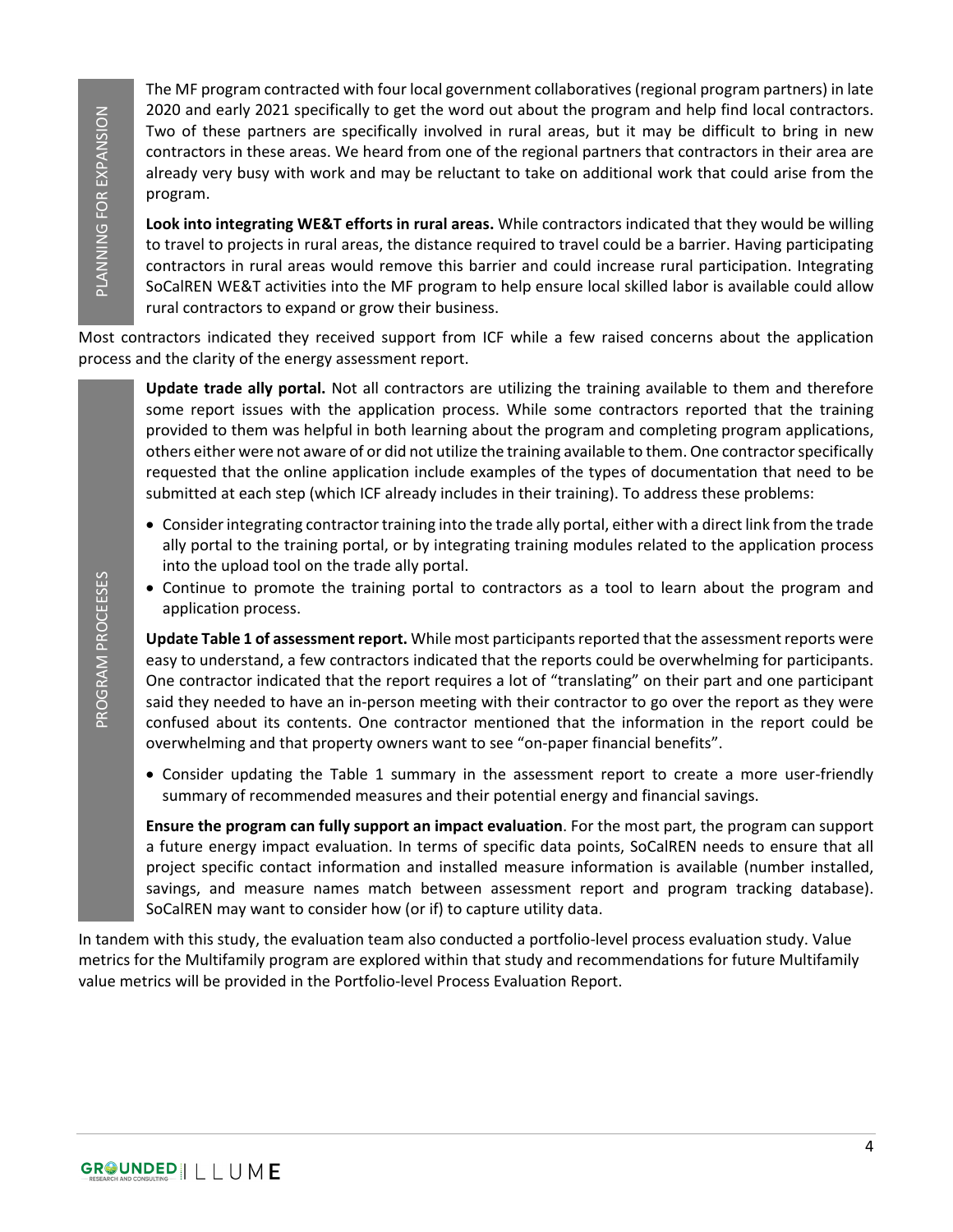PLANNING FOR EXPANSION

The MF program contracted with four local government collaboratives (regional program partners) in late 2020 and early 2021 specifically to get the word out about the program and help find local contractors. Two of these partners are specifically involved in rural areas, but it may be difficult to bring in new contractors in these areas. We heard from one of the regional partners that contractors in their area are already very busy with work and may be reluctant to take on additional work that could arise from the program.

**Look into integrating WE&T efforts in rural areas.** While contractors indicated that they would be willing to travel to projects in rural areas, the distance required to travel could be a barrier. Having participating contractors in rural areas would remove this barrier and could increase rural participation. Integrating SoCalREN WE&T activities into the MF program to help ensure local skilled labor is available could allow rural contractors to expand or grow their business.

Most contractors indicated they received support from ICF while a few raised concerns about the application process and the clarity of the energy assessment report.

PROGRAM PROCESSES

**Update trade ally portal.** Not all contractors are utilizing the training available to them and therefore some report issues with the application process. While some contractors reported that the training provided to them was helpful in both learning about the program and completing program applications, others either were not aware of or did not utilize the training available to them. One contractor specifically requested that the online application include examples of the types of documentation that need to be submitted at each step (which ICF already includes in their training). To address these problems:

- Consider integrating contractor training into the trade ally portal, either with a direct link from the trade ally portal to the training portal, or by integrating training modules related to the application process into the upload tool on the trade ally portal.
- Continue to promote the training portal to contractors as a tool to learn about the program and application process.

**Update Table 1 of assessment report.** While most participants reported that the assessment reports were easy to understand, a few contractors indicated that the reports could be overwhelming for participants. One contractor indicated that the report requires a lot of "translating" on their part and one participant said they needed to have an in-person meeting with their contractor to go over the report as they were confused about its contents. One contractor mentioned that the information in the report could be overwhelming and that property owners want to see "on-paper financial benefits".

- Consider updating the Table 1 summary in the assessment report to create a more user-friendly summary of recommended measures and their potential energy and financial savings.

**Ensure the program can fully support an impact evaluation**. For the most part, the program can support a future energy impact evaluation. In terms of specific data points, SoCalREN needs to ensure that all project specific contact information and installed measure information is available (number installed, savings, and measure names match between assessment report and program tracking database). SoCalREN may want to consider how (or if) to capture utility data.

In tandem with this study, the evaluation team also conducted a portfolio-level process evaluation study. Value metrics for the Multifamily program are explored within that study and recommendations for future Multifamily value metrics will be provided in the Portfolio-level Process Evaluation Report.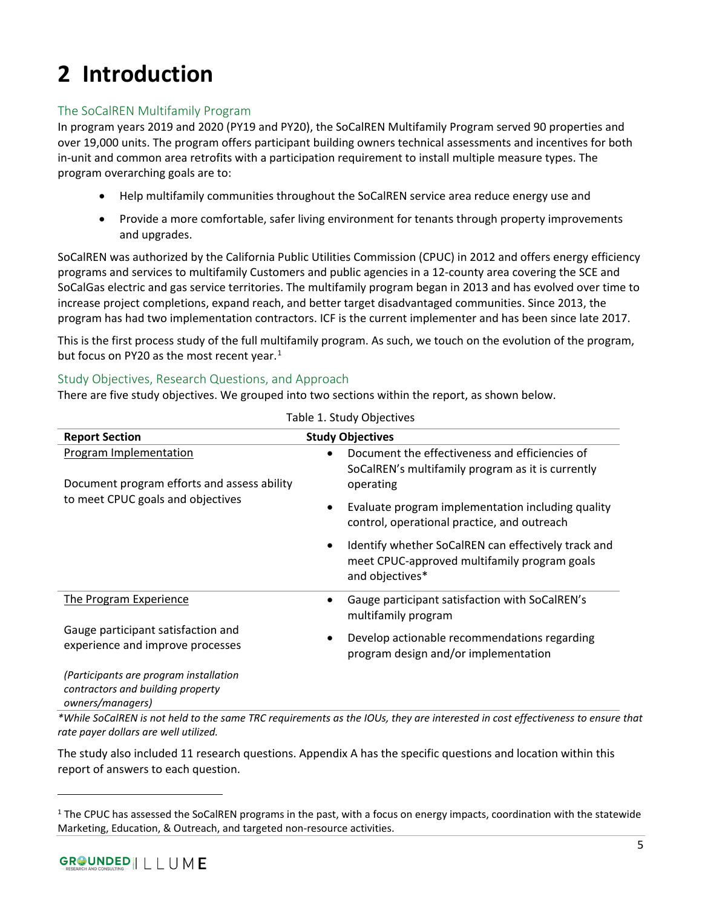# 2 Introduction

## The SoCalREN Multifamily Program

In program years 2019 and 2020 (PY19 and PY20), the SoCalREN Multifamily Program served 90 properties and over 19,000 units. The program offers participant building owners technical assessments and incentives for both in-unit and common area retrofits with a participation requirement to install multiple measure types. The program overarching goals are to:

- Help multifamily communities throughout the SoCalREN service area reduce energy use and
- Provide a more comfortable, safer living environment for tenants through property improvements and upgrades.

SoCalREN was authorized by the California Public Utilities Commission (CPUC) in 2012 and offers energy efficiency programs and services to multifamily Customers and public agencies in a 12-county area covering the SCE and SoCalGas electric and gas service territories. The multifamily program began in 2013 and has evolved over time to increase project completions, expand reach, and better target disadvantaged communities. Since 2013, the program has had two implementation contractors. ICF is the current implementer and has been since late 2017.

This is the first process study of the full multifamily program. As such, we touch on the evolution of the program, but focus on PY20 as the most recent year.[1]

## Study Objectives, Research Questions, and Approach

There are five study objectives. We grouped into two sections within the report, as shown below.

Table 1. Study Objectives

| Report Section | Study Objectives |
|---|---|
| Program Implementation<br><br>Document program efforts and assess ability to meet CPUC goals and objectives | • Document the effectiveness and efficiencies of SoCalREN's multifamily program as it is currently operating<br>• Evaluate program implementation including quality control, operational practice, and outreach<br>• Identify whether SoCalREN can effectively track and meet CPUC-approved multifamily program goals and objectives* |
| The Program Experience<br><br>Gauge participant satisfaction and experience and improve processes<br><br>*(Participants are program installation contractors and building property owners/managers)* | • Gauge participant satisfaction with SoCalREN's multifamily program<br>• Develop actionable recommendations regarding program design and/or implementation |

*\*While SoCalREN is not held to the same TRC requirements as the IOUs, they are interested in cost effectiveness to ensure that rate payer dollars are well utilized.*

The study also included 11 research questions. Appendix A has the specific questions and location within this report of answers to each question.

[1] The CPUC has assessed the SoCalREN programs in the past, with a focus on energy impacts, coordination with the statewide Marketing, Education, & Outreach, and targeted non-resource activities.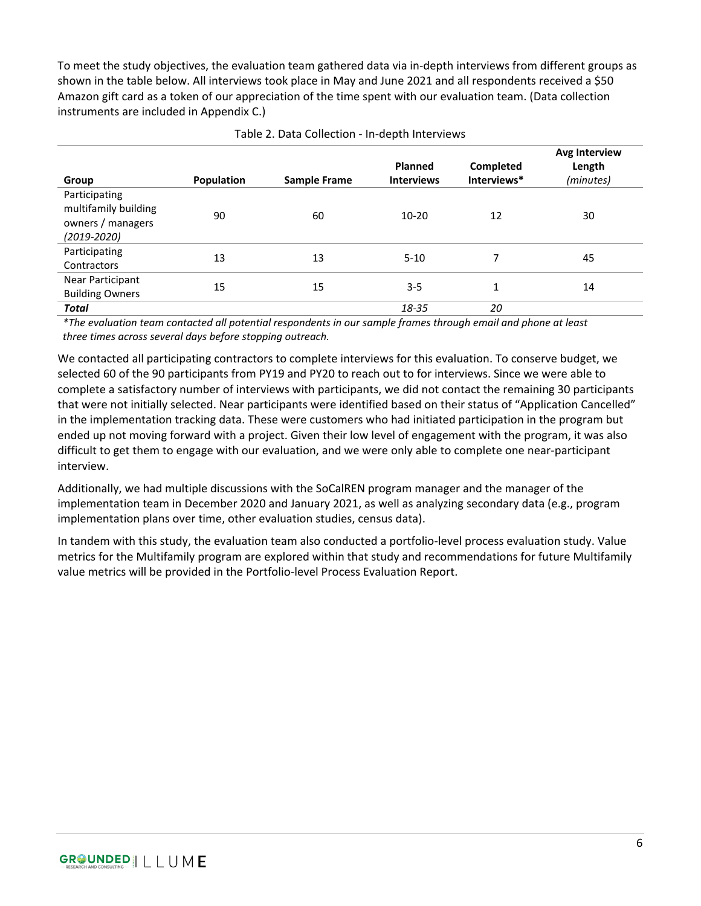To meet the study objectives, the evaluation team gathered data via in-depth interviews from different groups as shown in the table below. All interviews took place in May and June 2021 and all respondents received a $50 Amazon gift card as a token of our appreciation of the time spent with our evaluation team. (Data collection instruments are included in Appendix C.)

Table 2. Data Collection - In-depth Interviews

| Group | Population | Sample Frame | Planned Interviews | Completed Interviews* | Avg Interview Length *(minutes)* |
|---|---|---|---|---|---|
| Participating multifamily building owners / managers *(2019-2020)* | 90 | 60 | 10-20 | 12 | 30 |
| Participating Contractors | 13 | 13 | 5-10 | 7 | 45 |
| Near Participant Building Owners | 15 | 15 | 3-5 | 1 | 14 |
| ***Total*** | | | *18-35* | *20* | |

*\*The evaluation team contacted all potential respondents in our sample frames through email and phone at least three times across several days before stopping outreach.*

We contacted all participating contractors to complete interviews for this evaluation. To conserve budget, we selected 60 of the 90 participants from PY19 and PY20 to reach out to for interviews. Since we were able to complete a satisfactory number of interviews with participants, we did not contact the remaining 30 participants that were not initially selected. Near participants were identified based on their status of "Application Cancelled" in the implementation tracking data. These were customers who had initiated participation in the program but ended up not moving forward with a project. Given their low level of engagement with the program, it was also difficult to get them to engage with our evaluation, and we were only able to complete one near-participant interview.

Additionally, we had multiple discussions with the SoCalREN program manager and the manager of the implementation team in December 2020 and January 2021, as well as analyzing secondary data (e.g., program implementation plans over time, other evaluation studies, census data).

In tandem with this study, the evaluation team also conducted a portfolio-level process evaluation study. Value metrics for the Multifamily program are explored within that study and recommendations for future Multifamily value metrics will be provided in the Portfolio-level Process Evaluation Report.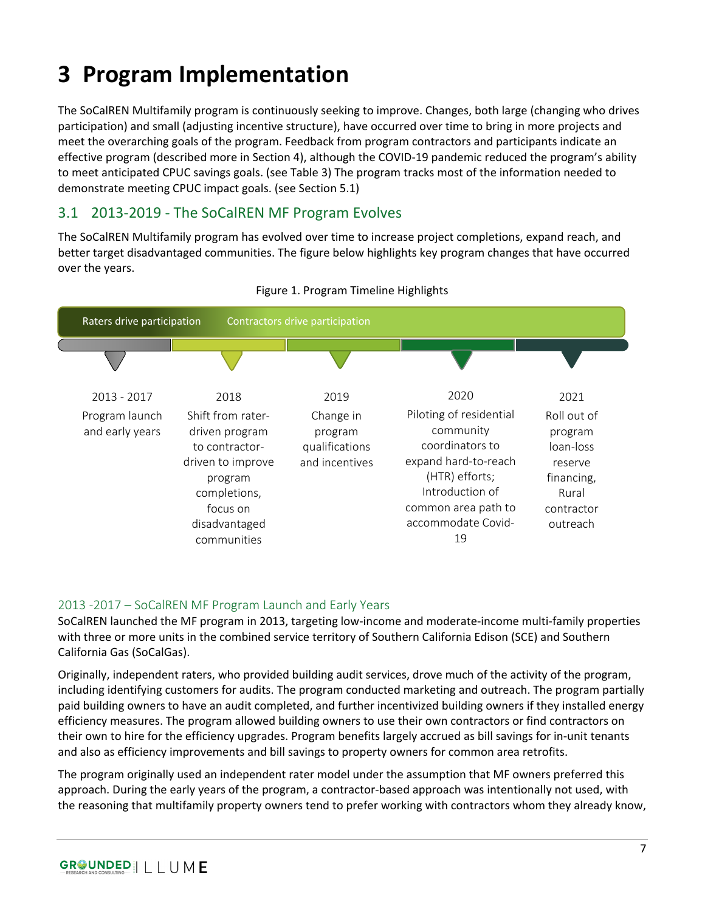# 3 Program Implementation

The SoCalREN Multifamily program is continuously seeking to improve. Changes, both large (changing who drives participation) and small (adjusting incentive structure), have occurred over time to bring in more projects and meet the overarching goals of the program. Feedback from program contractors and participants indicate an effective program (described more in Section 4), although the COVID-19 pandemic reduced the program's ability to meet anticipated CPUC savings goals. (see Table 3) The program tracks most of the information needed to demonstrate meeting CPUC impact goals. (see Section 5.1)

## 3.1 2013-2019 - The SoCalREN MF Program Evolves

The SoCalREN Multifamily program has evolved over time to increase project completions, expand reach, and better target disadvantaged communities. The figure below highlights key program changes that have occurred over the years.

Figure 1. Program Timeline Highlights

Raters drive participation → Contractors drive participation

| 2013 - 2017 | 2018 | 2019 | 2020 | 2021 |
|---|---|---|---|---|
| Program launch and early years | Shift from rater-driven program to contractor-driven to improve program completions, focus on disadvantaged communities | Change in program qualifications and incentives | Piloting of residential community coordinators to expand hard-to-reach (HTR) efforts; Introduction of common area path to accommodate Covid-19 | Roll out of program loan-loss reserve financing, Rural contractor outreach |

### 2013 -2017 – SoCalREN MF Program Launch and Early Years

SoCalREN launched the MF program in 2013, targeting low-income and moderate-income multi-family properties with three or more units in the combined service territory of Southern California Edison (SCE) and Southern California Gas (SoCalGas).

Originally, independent raters, who provided building audit services, drove much of the activity of the program, including identifying customers for audits. The program conducted marketing and outreach. The program partially paid building owners to have an audit completed, and further incentivized building owners if they installed energy efficiency measures. The program allowed building owners to use their own contractors or find contractors on their own to hire for the efficiency upgrades. Program benefits largely accrued as bill savings for in-unit tenants and also as efficiency improvements and bill savings to property owners for common area retrofits.

The program originally used an independent rater model under the assumption that MF owners preferred this approach. During the early years of the program, a contractor-based approach was intentionally not used, with the reasoning that multifamily property owners tend to prefer working with contractors whom they already know,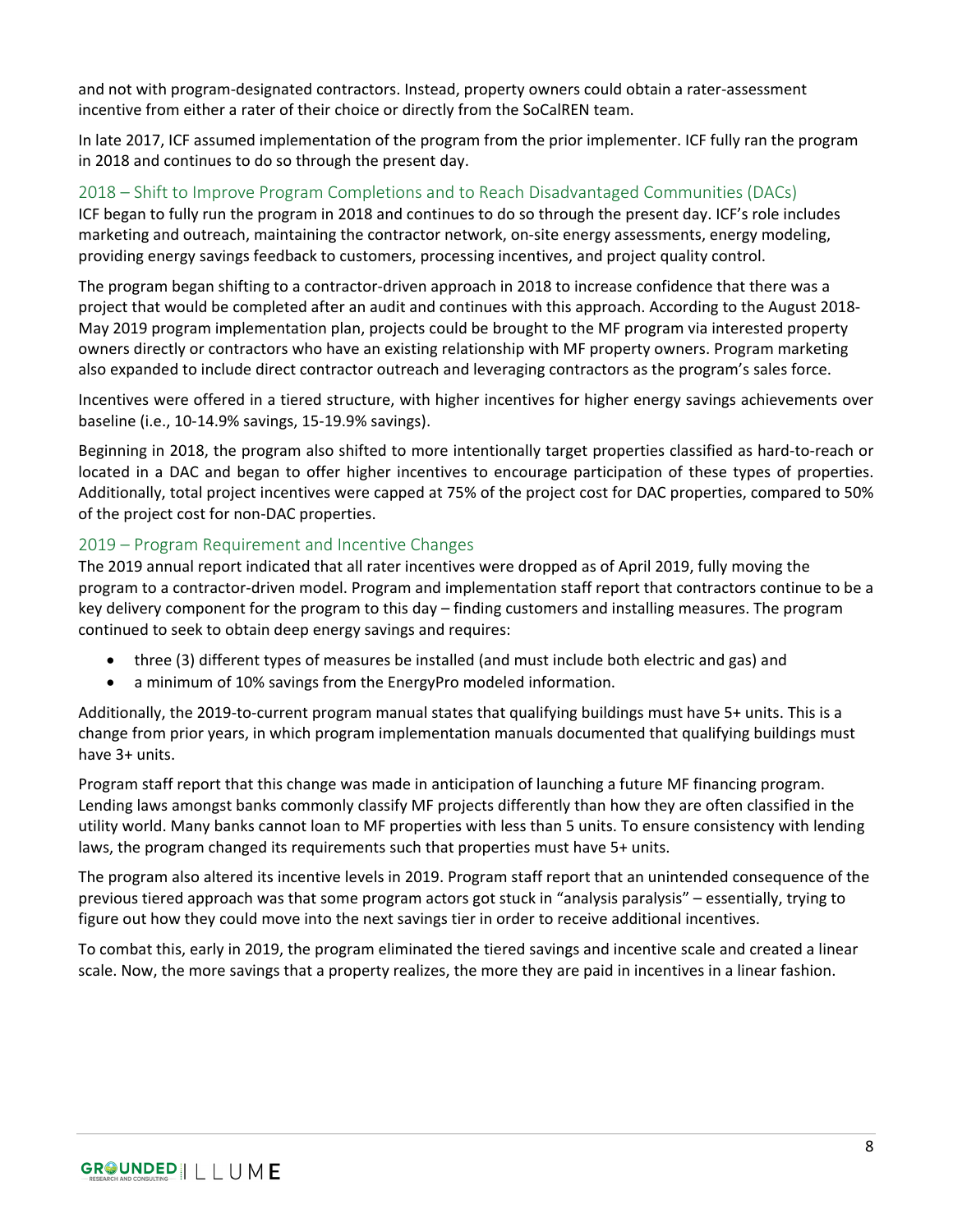and not with program-designated contractors. Instead, property owners could obtain a rater-assessment incentive from either a rater of their choice or directly from the SoCalREN team.

In late 2017, ICF assumed implementation of the program from the prior implementer. ICF fully ran the program in 2018 and continues to do so through the present day.

### 2018 – Shift to Improve Program Completions and to Reach Disadvantaged Communities (DACs)

ICF began to fully run the program in 2018 and continues to do so through the present day. ICF's role includes marketing and outreach, maintaining the contractor network, on-site energy assessments, energy modeling, providing energy savings feedback to customers, processing incentives, and project quality control.

The program began shifting to a contractor-driven approach in 2018 to increase confidence that there was a project that would be completed after an audit and continues with this approach. According to the August 2018-May 2019 program implementation plan, projects could be brought to the MF program via interested property owners directly or contractors who have an existing relationship with MF property owners. Program marketing also expanded to include direct contractor outreach and leveraging contractors as the program's sales force.

Incentives were offered in a tiered structure, with higher incentives for higher energy savings achievements over baseline (i.e., 10-14.9% savings, 15-19.9% savings).

Beginning in 2018, the program also shifted to more intentionally target properties classified as hard-to-reach or located in a DAC and began to offer higher incentives to encourage participation of these types of properties. Additionally, total project incentives were capped at 75% of the project cost for DAC properties, compared to 50% of the project cost for non-DAC properties.

### 2019 – Program Requirement and Incentive Changes

The 2019 annual report indicated that all rater incentives were dropped as of April 2019, fully moving the program to a contractor-driven model. Program and implementation staff report that contractors continue to be a key delivery component for the program to this day – finding customers and installing measures. The program continued to seek to obtain deep energy savings and requires:

- three (3) different types of measures be installed (and must include both electric and gas) and
- a minimum of 10% savings from the EnergyPro modeled information.

Additionally, the 2019-to-current program manual states that qualifying buildings must have 5+ units. This is a change from prior years, in which program implementation manuals documented that qualifying buildings must have 3+ units.

Program staff report that this change was made in anticipation of launching a future MF financing program. Lending laws amongst banks commonly classify MF projects differently than how they are often classified in the utility world. Many banks cannot loan to MF properties with less than 5 units. To ensure consistency with lending laws, the program changed its requirements such that properties must have 5+ units.

The program also altered its incentive levels in 2019. Program staff report that an unintended consequence of the previous tiered approach was that some program actors got stuck in "analysis paralysis" – essentially, trying to figure out how they could move into the next savings tier in order to receive additional incentives.

To combat this, early in 2019, the program eliminated the tiered savings and incentive scale and created a linear scale. Now, the more savings that a property realizes, the more they are paid in incentives in a linear fashion.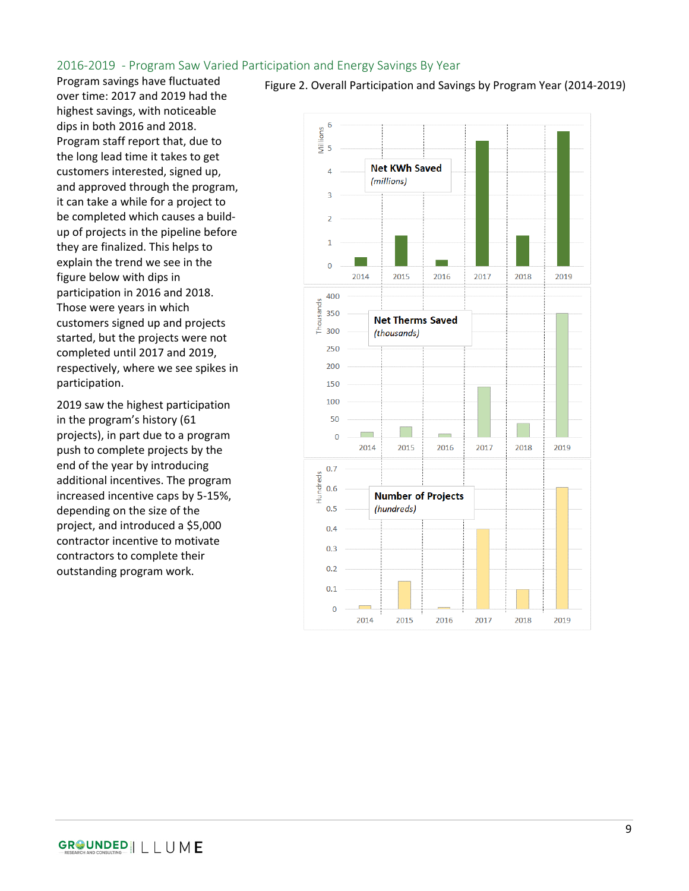## 2016-2019 - Program Saw Varied Participation and Energy Savings By Year

Program savings have fluctuated over time: 2017 and 2019 had the highest savings, with noticeable dips in both 2016 and 2018. Program staff report that, due to the long lead time it takes to get customers interested, signed up, and approved through the program, it can take a while for a project to be completed which causes a build-up of projects in the pipeline before they are finalized. This helps to explain the trend we see in the figure below with dips in participation in 2016 and 2018. Those were years in which customers signed up and projects started, but the projects were not completed until 2017 and 2019, respectively, where we see spikes in participation.

2019 saw the highest participation in the program's history (61 projects), in part due to a program push to complete projects by the end of the year by introducing additional incentives. The program increased incentive caps by 5-15%, depending on the size of the project, and introduced a $5,000 contractor incentive to motivate contractors to complete their outstanding program work.

Figure 2. Overall Participation and Savings by Program Year (2014-2019)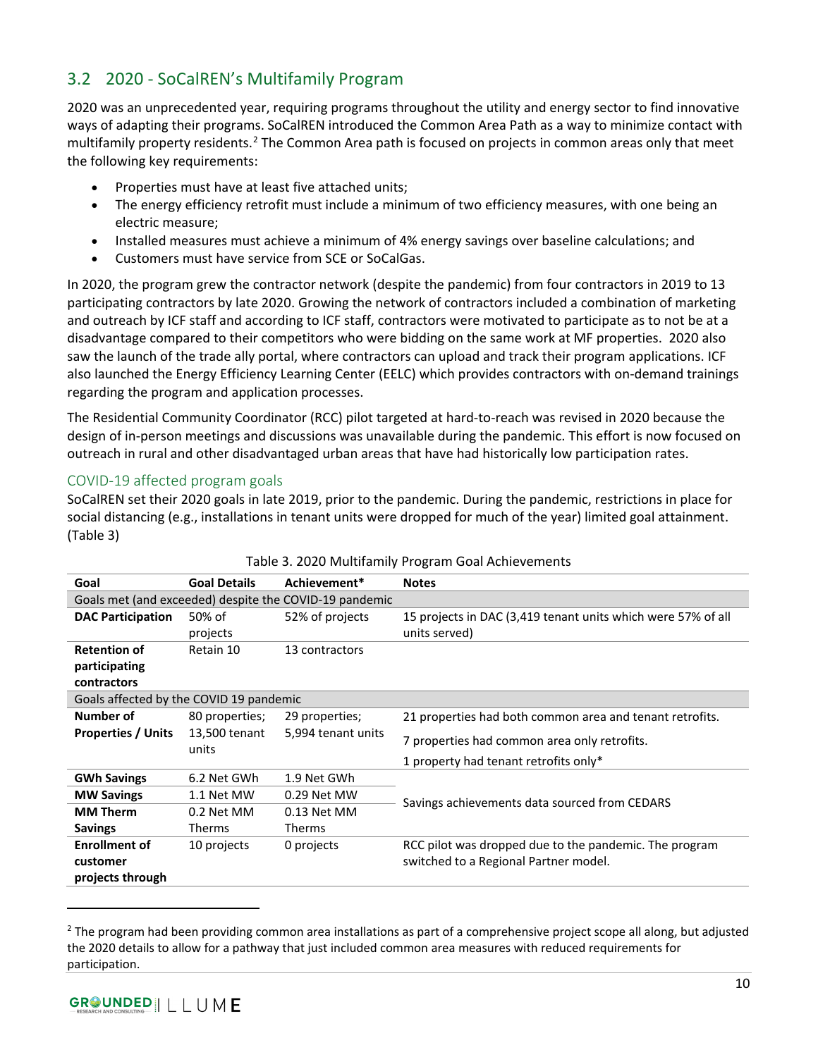## 3.2 2020 - SoCalREN's Multifamily Program

2020 was an unprecedented year, requiring programs throughout the utility and energy sector to find innovative ways of adapting their programs. SoCalREN introduced the Common Area Path as a way to minimize contact with multifamily property residents.[2] The Common Area path is focused on projects in common areas only that meet the following key requirements:

- Properties must have at least five attached units;
- The energy efficiency retrofit must include a minimum of two efficiency measures, with one being an electric measure;
- Installed measures must achieve a minimum of 4% energy savings over baseline calculations; and
- Customers must have service from SCE or SoCalGas.

In 2020, the program grew the contractor network (despite the pandemic) from four contractors in 2019 to 13 participating contractors by late 2020. Growing the network of contractors included a combination of marketing and outreach by ICF staff and according to ICF staff, contractors were motivated to participate as to not be at a disadvantage compared to their competitors who were bidding on the same work at MF properties. 2020 also saw the launch of the trade ally portal, where contractors can upload and track their program applications. ICF also launched the Energy Efficiency Learning Center (EELC) which provides contractors with on-demand trainings regarding the program and application processes.

The Residential Community Coordinator (RCC) pilot targeted at hard-to-reach was revised in 2020 because the design of in-person meetings and discussions was unavailable during the pandemic. This effort is now focused on outreach in rural and other disadvantaged urban areas that have had historically low participation rates.

### COVID-19 affected program goals

SoCalREN set their 2020 goals in late 2019, prior to the pandemic. During the pandemic, restrictions in place for social distancing (e.g., installations in tenant units were dropped for much of the year) limited goal attainment. (Table 3)

Table 3. 2020 Multifamily Program Goal Achievements

| Goal | Goal Details | Achievement* | Notes |
|---|---|---|---|
| Goals met (and exceeded) despite the COVID-19 pandemic | | | |
| **DAC Participation** | 50% of projects | 52% of projects | 15 projects in DAC (3,419 tenant units which were 57% of all units served) |
| **Retention of participating contractors** | Retain 10 | 13 contractors | |
| Goals affected by the COVID 19 pandemic | | | |
| **Number of Properties / Units** | 80 properties; 13,500 tenant units | 29 properties; 5,994 tenant units | 21 properties had both common area and tenant retrofits.<br>7 properties had common area only retrofits.<br>1 property had tenant retrofits only* |
| **GWh Savings** | 6.2 Net GWh | 1.9 Net GWh | Savings achievements data sourced from CEDARS |
| **MW Savings** | 1.1 Net MW | 0.29 Net MW | |
| **MM Therm Savings** | 0.2 Net MM Therms | 0.13 Net MM Therms | |
| **Enrollment of customer projects through** | 10 projects | 0 projects | RCC pilot was dropped due to the pandemic. The program switched to a Regional Partner model. |

[2] The program had been providing common area installations as part of a comprehensive project scope all along, but adjusted the 2020 details to allow for a pathway that just included common area measures with reduced requirements for participation.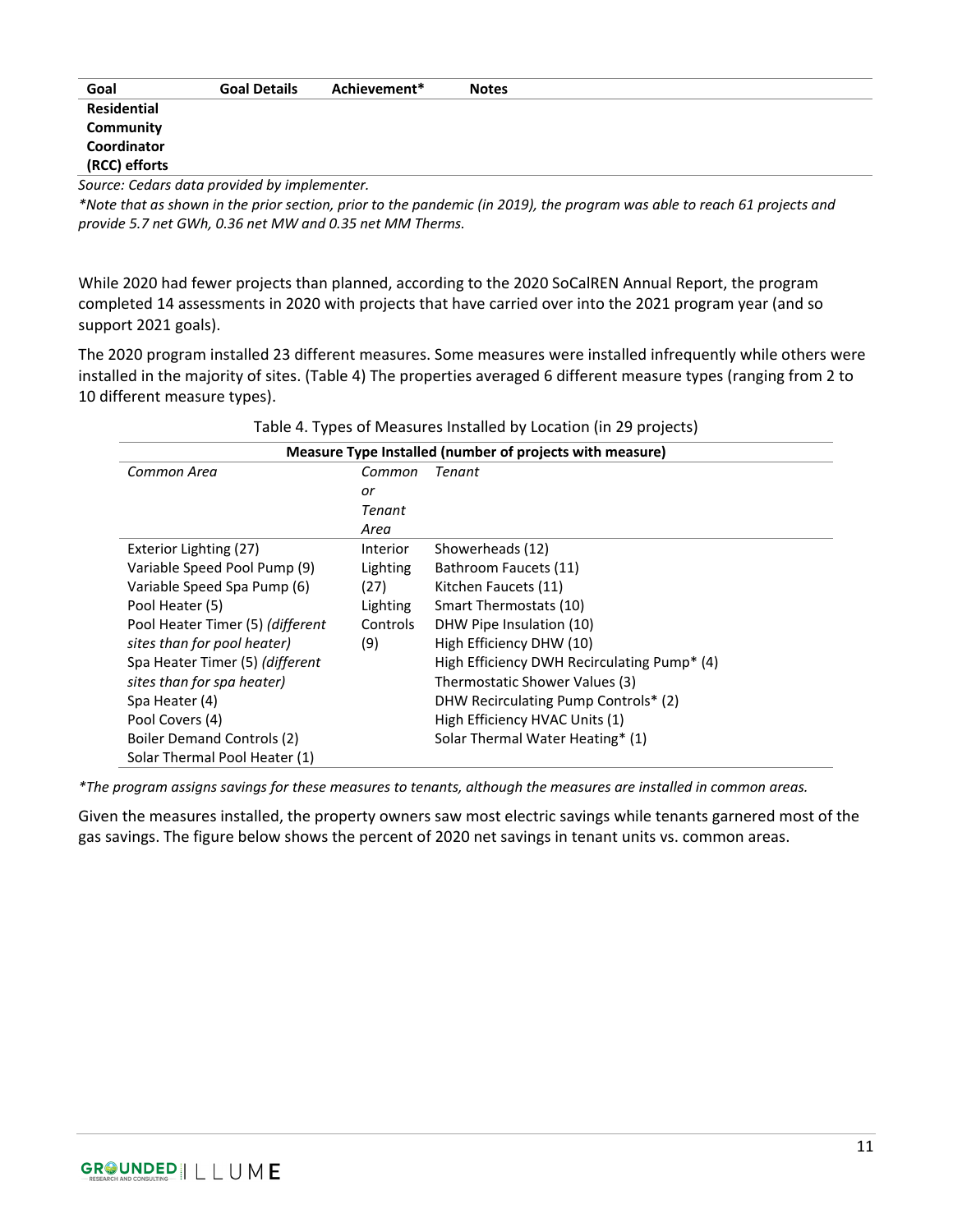| Goal | Goal Details | Achievement* | Notes |
|---|---|---|---|
| Residential Community Coordinator (RCC) efforts | | | |

*Source: Cedars data provided by implementer.*

*\*Note that as shown in the prior section, prior to the pandemic (in 2019), the program was able to reach 61 projects and provide 5.7 net GWh, 0.36 net MW and 0.35 net MM Therms.*

While 2020 had fewer projects than planned, according to the 2020 SoCalREN Annual Report, the program completed 14 assessments in 2020 with projects that have carried over into the 2021 program year (and so support 2021 goals).

The 2020 program installed 23 different measures. Some measures were installed infrequently while others were installed in the majority of sites. (Table 4) The properties averaged 6 different measure types (ranging from 2 to 10 different measure types).

Table 4. Types of Measures Installed by Location (in 29 projects)

| Measure Type Installed (number of projects with measure) | | |
|---|---|---|
| *Common Area* | *Common or Tenant Area* | *Tenant* |
| Exterior Lighting (27) | Interior Lighting (27) | Showerheads (12) |
| Variable Speed Pool Pump (9) | Lighting Controls (9) | Bathroom Faucets (11) |
| Variable Speed Spa Pump (6) | | Kitchen Faucets (11) |
| Pool Heater (5) | | Smart Thermostats (10) |
| Pool Heater Timer (5) *(different sites than for pool heater)* | | DHW Pipe Insulation (10) |
| Spa Heater Timer (5) *(different sites than for spa heater)* | | High Efficiency DHW (10) |
| Spa Heater (4) | | High Efficiency DWH Recirculating Pump* (4) |
| Pool Covers (4) | | Thermostatic Shower Values (3) |
| Boiler Demand Controls (2) | | DHW Recirculating Pump Controls* (2) |
| Solar Thermal Pool Heater (1) | | High Efficiency HVAC Units (1) |
| | | Solar Thermal Water Heating* (1) |

*\*The program assigns savings for these measures to tenants, although the measures are installed in common areas.*

Given the measures installed, the property owners saw most electric savings while tenants garnered most of the gas savings. The figure below shows the percent of 2020 net savings in tenant units vs. common areas.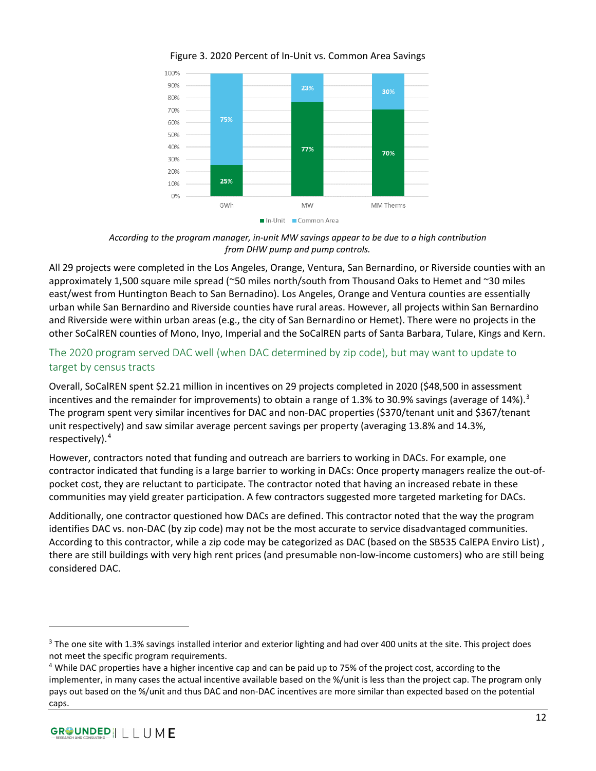Figure 3. 2020 Percent of In-Unit vs. Common Area Savings

| | GWh | MW | MM Therms |
|---|---|---|---|
| In-Unit | 25% | 77% | 70% |
| Common Area | 75% | 23% | 30% |

*According to the program manager, in-unit MW savings appear to be due to a high contribution from DHW pump and pump controls.*

All 29 projects were completed in the Los Angeles, Orange, Ventura, San Bernardino, or Riverside counties with an approximately 1,500 square mile spread (~50 miles north/south from Thousand Oaks to Hemet and ~30 miles east/west from Huntington Beach to San Bernadino). Los Angeles, Orange and Ventura counties are essentially urban while San Bernardino and Riverside counties have rural areas. However, all projects within San Bernardino and Riverside were within urban areas (e.g., the city of San Bernardino or Hemet). There were no projects in the other SoCalREN counties of Mono, Inyo, Imperial and the SoCalREN parts of Santa Barbara, Tulare, Kings and Kern.

### The 2020 program served DAC well (when DAC determined by zip code), but may want to update to target by census tracts

Overall, SoCalREN spent $2.21 million in incentives on 29 projects completed in 2020 ($48,500 in assessment incentives and the remainder for improvements) to obtain a range of 1.3% to 30.9% savings (average of 14%).[3] The program spent very similar incentives for DAC and non-DAC properties ($370/tenant unit and $367/tenant unit respectively) and saw similar average percent savings per property (averaging 13.8% and 14.3%, respectively).[4]

However, contractors noted that funding and outreach are barriers to working in DACs. For example, one contractor indicated that funding is a large barrier to working in DACs: Once property managers realize the out-of-pocket cost, they are reluctant to participate. The contractor noted that having an increased rebate in these communities may yield greater participation. A few contractors suggested more targeted marketing for DACs.

Additionally, one contractor questioned how DACs are defined. This contractor noted that the way the program identifies DAC vs. non-DAC (by zip code) may not be the most accurate to service disadvantaged communities. According to this contractor, while a zip code may be categorized as DAC (based on the SB535 CalEPA Enviro List) , there are still buildings with very high rent prices (and presumable non-low-income customers) who are still being considered DAC.

---

[3] The one site with 1.3% savings installed interior and exterior lighting and had over 400 units at the site. This project does not meet the specific program requirements.

[4] While DAC properties have a higher incentive cap and can be paid up to 75% of the project cost, according to the implementer, in many cases the actual incentive available based on the %/unit is less than the project cap. The program only pays out based on the %/unit and thus DAC and non-DAC incentives are more similar than expected based on the potential caps.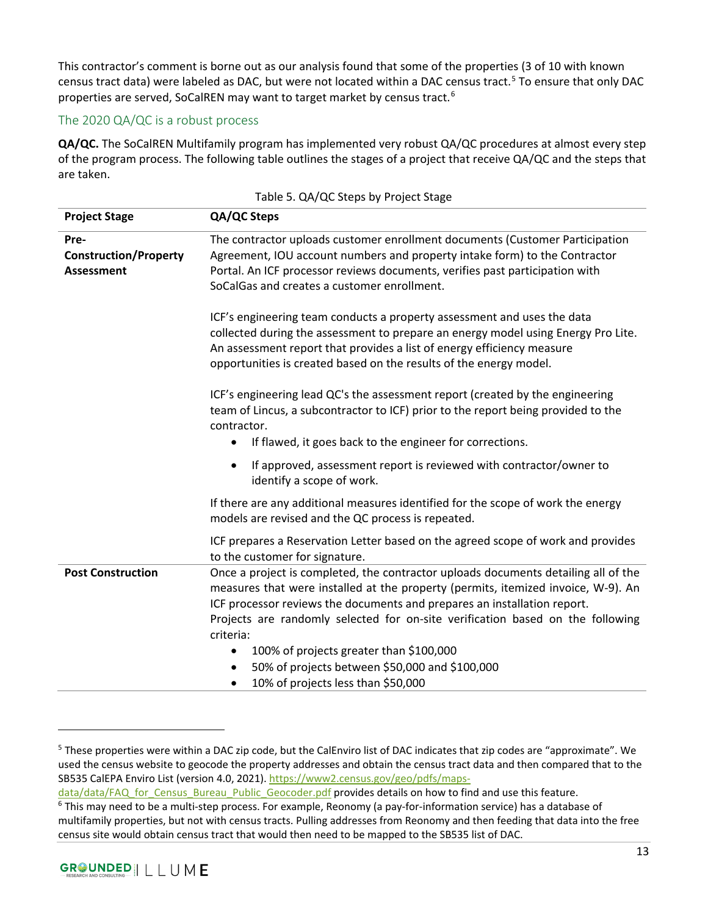This contractor's comment is borne out as our analysis found that some of the properties (3 of 10 with known census tract data) were labeled as DAC, but were not located within a DAC census tract.[5] To ensure that only DAC properties are served, SoCalREN may want to target market by census tract.[6]

### The 2020 QA/QC is a robust process

**QA/QC.** The SoCalREN Multifamily program has implemented very robust QA/QC procedures at almost every step of the program process. The following table outlines the stages of a project that receive QA/QC and the steps that are taken.

Table 5. QA/QC Steps by Project Stage

| Project Stage | QA/QC Steps |
|---|---|
| **Pre-Construction/Property Assessment** | The contractor uploads customer enrollment documents (Customer Participation Agreement, IOU account numbers and property intake form) to the Contractor Portal. An ICF processor reviews documents, verifies past participation with SoCalGas and creates a customer enrollment.<br><br>ICF's engineering team conducts a property assessment and uses the data collected during the assessment to prepare an energy model using Energy Pro Lite. An assessment report that provides a list of energy efficiency measure opportunities is created based on the results of the energy model.<br><br>ICF's engineering lead QC's the assessment report (created by the engineering team of Lincus, a subcontractor to ICF) prior to the report being provided to the contractor.<br>• If flawed, it goes back to the engineer for corrections.<br>• If approved, assessment report is reviewed with contractor/owner to identify a scope of work.<br><br>If there are any additional measures identified for the scope of work the energy models are revised and the QC process is repeated.<br><br>ICF prepares a Reservation Letter based on the agreed scope of work and provides to the customer for signature. |
| **Post Construction** | Once a project is completed, the contractor uploads documents detailing all of the measures that were installed at the property (permits, itemized invoice, W-9). An ICF processor reviews the documents and prepares an installation report. Projects are randomly selected for on-site verification based on the following criteria:<br>• 100% of projects greater than $100,000<br>• 50% of projects between $50,000 and $100,000<br>• 10% of projects less than $50,000 |

[5] These properties were within a DAC zip code, but the CalEnviro list of DAC indicates that zip codes are "approximate". We used the census website to geocode the property addresses and obtain the census tract data and then compared that to the SB535 CalEPA Enviro List (version 4.0, 2021). https://www2.census.gov/geo/pdfs/maps-data/data/FAQ_for_Census_Bureau_Public_Geocoder.pdf provides details on how to find and use this feature.

[6] This may need to be a multi-step process. For example, Reonomy (a pay-for-information service) has a database of multifamily properties, but not with census tracts. Pulling addresses from Reonomy and then feeding that data into the free census site would obtain census tract that would then need to be mapped to the SB535 list of DAC.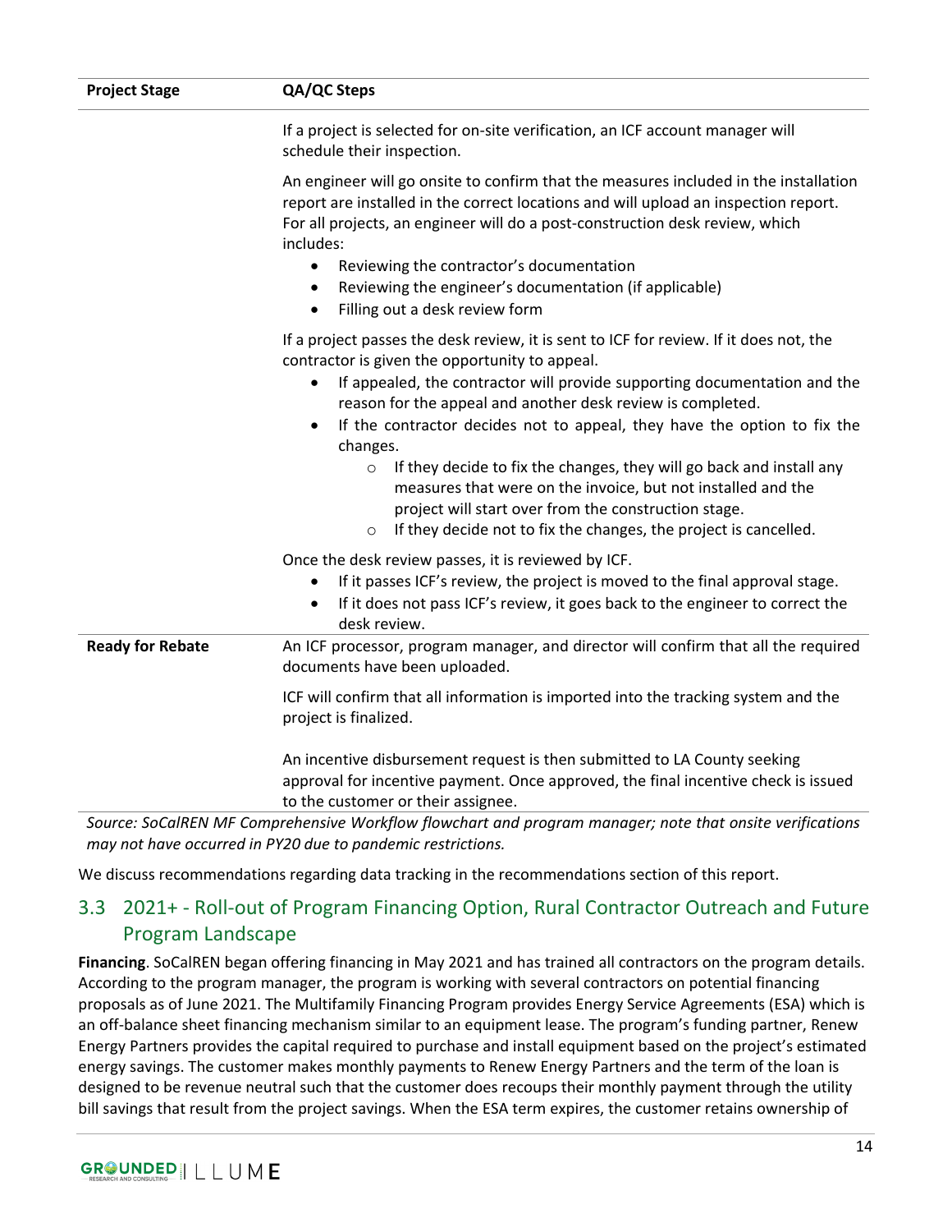| Project Stage | QA/QC Steps |
|---|---|
| | If a project is selected for on-site verification, an ICF account manager will schedule their inspection.<br><br>An engineer will go onsite to confirm that the measures included in the installation report are installed in the correct locations and will upload an inspection report. For all projects, an engineer will do a post-construction desk review, which includes:<br>• Reviewing the contractor's documentation<br>• Reviewing the engineer's documentation (if applicable)<br>• Filling out a desk review form<br><br>If a project passes the desk review, it is sent to ICF for review. If it does not, the contractor is given the opportunity to appeal.<br>• If appealed, the contractor will provide supporting documentation and the reason for the appeal and another desk review is completed.<br>• If the contractor decides not to appeal, they have the option to fix the changes.<br>○ If they decide to fix the changes, they will go back and install any measures that were on the invoice, but not installed and the project will start over from the construction stage.<br>○ If they decide not to fix the changes, the project is cancelled.<br><br>Once the desk review passes, it is reviewed by ICF.<br>• If it passes ICF's review, the project is moved to the final approval stage.<br>• If it does not pass ICF's review, it goes back to the engineer to correct the desk review. |
| **Ready for Rebate** | An ICF processor, program manager, and director will confirm that all the required documents have been uploaded.<br><br>ICF will confirm that all information is imported into the tracking system and the project is finalized.<br><br>An incentive disbursement request is then submitted to LA County seeking approval for incentive payment. Once approved, the final incentive check is issued to the customer or their assignee. |

*Source: SoCalREN MF Comprehensive Workflow flowchart and program manager; note that onsite verifications may not have occurred in PY20 due to pandemic restrictions.*

We discuss recommendations regarding data tracking in the recommendations section of this report.

## 3.3 2021+ - Roll-out of Program Financing Option, Rural Contractor Outreach and Future Program Landscape

**Financing**. SoCalREN began offering financing in May 2021 and has trained all contractors on the program details. According to the program manager, the program is working with several contractors on potential financing proposals as of June 2021. The Multifamily Financing Program provides Energy Service Agreements (ESA) which is an off-balance sheet financing mechanism similar to an equipment lease. The program's funding partner, Renew Energy Partners provides the capital required to purchase and install equipment based on the project's estimated energy savings. The customer makes monthly payments to Renew Energy Partners and the term of the loan is designed to be revenue neutral such that the customer does recoups their monthly payment through the utility bill savings that result from the project savings. When the ESA term expires, the customer retains ownership of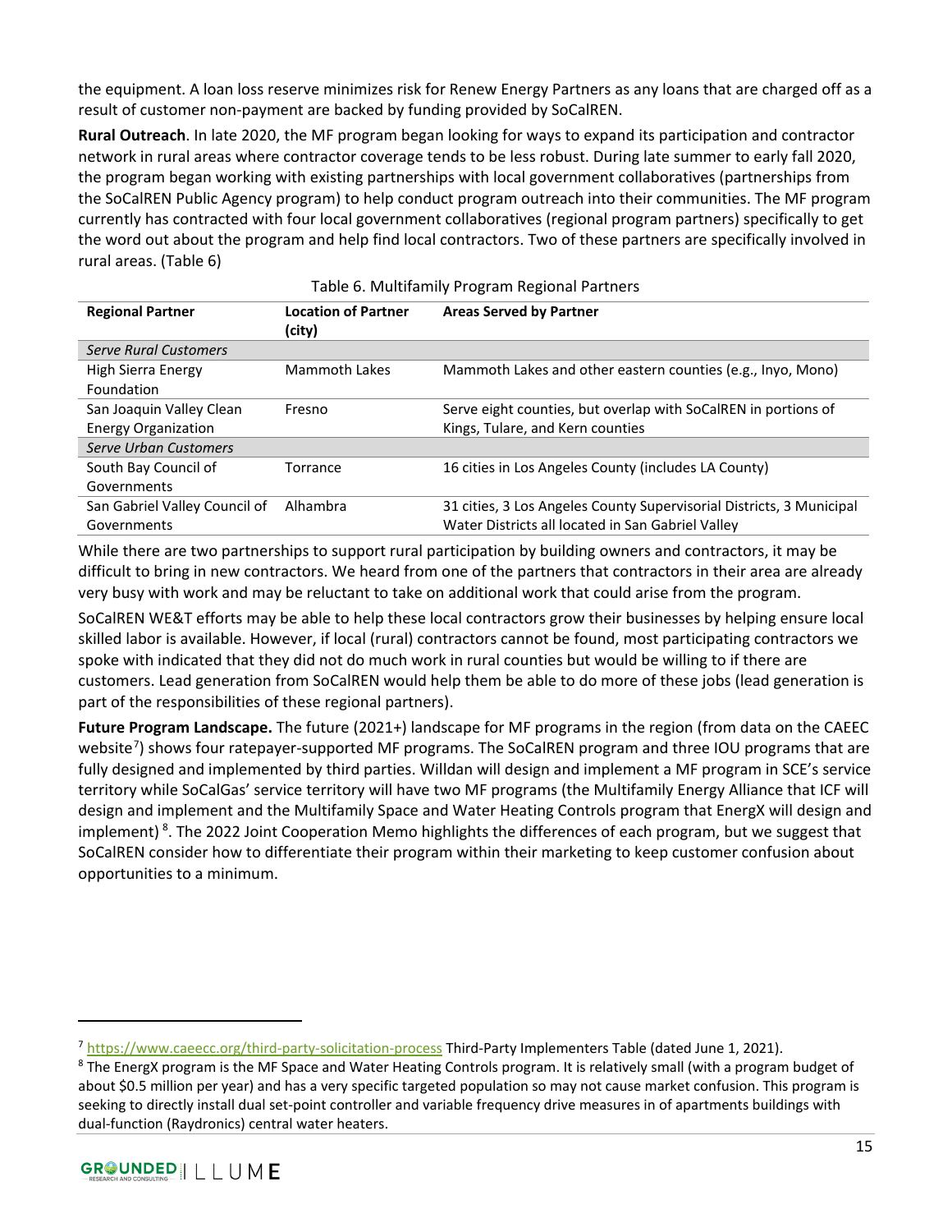the equipment. A loan loss reserve minimizes risk for Renew Energy Partners as any loans that are charged off as a result of customer non-payment are backed by funding provided by SoCalREN.

**Rural Outreach**. In late 2020, the MF program began looking for ways to expand its participation and contractor network in rural areas where contractor coverage tends to be less robust. During late summer to early fall 2020, the program began working with existing partnerships with local government collaboratives (partnerships from the SoCalREN Public Agency program) to help conduct program outreach into their communities. The MF program currently has contracted with four local government collaboratives (regional program partners) specifically to get the word out about the program and help find local contractors. Two of these partners are specifically involved in rural areas. (Table 6)

Table 6. Multifamily Program Regional Partners

| Regional Partner | Location of Partner (city) | Areas Served by Partner |
|---|---|---|
| *Serve Rural Customers* | | |
| High Sierra Energy Foundation | Mammoth Lakes | Mammoth Lakes and other eastern counties (e.g., Inyo, Mono) |
| San Joaquin Valley Clean Energy Organization | Fresno | Serve eight counties, but overlap with SoCalREN in portions of Kings, Tulare, and Kern counties |
| *Serve Urban Customers* | | |
| South Bay Council of Governments | Torrance | 16 cities in Los Angeles County (includes LA County) |
| San Gabriel Valley Council of Governments | Alhambra | 31 cities, 3 Los Angeles County Supervisorial Districts, 3 Municipal Water Districts all located in San Gabriel Valley |

While there are two partnerships to support rural participation by building owners and contractors, it may be difficult to bring in new contractors. We heard from one of the partners that contractors in their area are already very busy with work and may be reluctant to take on additional work that could arise from the program.

SoCalREN WE&T efforts may be able to help these local contractors grow their businesses by helping ensure local skilled labor is available. However, if local (rural) contractors cannot be found, most participating contractors we spoke with indicated that they did not do much work in rural counties but would be willing to if there are customers. Lead generation from SoCalREN would help them be able to do more of these jobs (lead generation is part of the responsibilities of these regional partners).

**Future Program Landscape.** The future (2021+) landscape for MF programs in the region (from data on the CAEEC website[7]) shows four ratepayer-supported MF programs. The SoCalREN program and three IOU programs that are fully designed and implemented by third parties. Willdan will design and implement a MF program in SCE's service territory while SoCalGas' service territory will have two MF programs (the Multifamily Energy Alliance that ICF will design and implement and the Multifamily Space and Water Heating Controls program that EnergX will design and implement) [8]. The 2022 Joint Cooperation Memo highlights the differences of each program, but we suggest that SoCalREN consider how to differentiate their program within their marketing to keep customer confusion about opportunities to a minimum.

[7] https://www.caeecc.org/third-party-solicitation-process Third-Party Implementers Table (dated June 1, 2021).

[8] The EnergX program is the MF Space and Water Heating Controls program. It is relatively small (with a program budget of about $0.5 million per year) and has a very specific targeted population so may not cause market confusion. This program is seeking to directly install dual set-point controller and variable frequency drive measures in of apartments buildings with dual-function (Raydronics) central water heaters.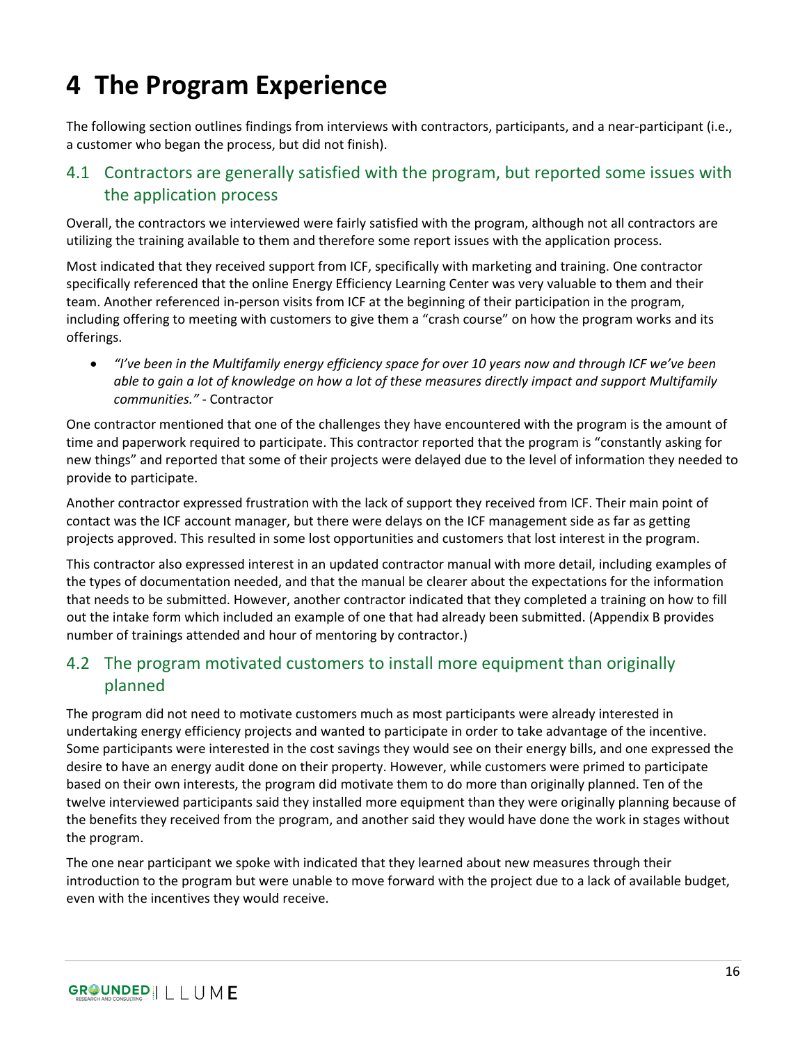# 4 The Program Experience

The following section outlines findings from interviews with contractors, participants, and a near-participant (i.e., a customer who began the process, but did not finish).

## 4.1 Contractors are generally satisfied with the program, but reported some issues with the application process

Overall, the contractors we interviewed were fairly satisfied with the program, although not all contractors are utilizing the training available to them and therefore some report issues with the application process.

Most indicated that they received support from ICF, specifically with marketing and training. One contractor specifically referenced that the online Energy Efficiency Learning Center was very valuable to them and their team. Another referenced in-person visits from ICF at the beginning of their participation in the program, including offering to meeting with customers to give them a "crash course" on how the program works and its offerings.

- *"I've been in the Multifamily energy efficiency space for over 10 years now and through ICF we've been able to gain a lot of knowledge on how a lot of these measures directly impact and support Multifamily communities."* - Contractor

One contractor mentioned that one of the challenges they have encountered with the program is the amount of time and paperwork required to participate. This contractor reported that the program is "constantly asking for new things" and reported that some of their projects were delayed due to the level of information they needed to provide to participate.

Another contractor expressed frustration with the lack of support they received from ICF. Their main point of contact was the ICF account manager, but there were delays on the ICF management side as far as getting projects approved. This resulted in some lost opportunities and customers that lost interest in the program.

This contractor also expressed interest in an updated contractor manual with more detail, including examples of the types of documentation needed, and that the manual be clearer about the expectations for the information that needs to be submitted. However, another contractor indicated that they completed a training on how to fill out the intake form which included an example of one that had already been submitted. (Appendix B provides number of trainings attended and hour of mentoring by contractor.)

## 4.2 The program motivated customers to install more equipment than originally planned

The program did not need to motivate customers much as most participants were already interested in undertaking energy efficiency projects and wanted to participate in order to take advantage of the incentive. Some participants were interested in the cost savings they would see on their energy bills, and one expressed the desire to have an energy audit done on their property. However, while customers were primed to participate based on their own interests, the program did motivate them to do more than originally planned. Ten of the twelve interviewed participants said they installed more equipment than they were originally planning because of the benefits they received from the program, and another said they would have done the work in stages without the program.

The one near participant we spoke with indicated that they learned about new measures through their introduction to the program but were unable to move forward with the project due to a lack of available budget, even with the incentives they would receive.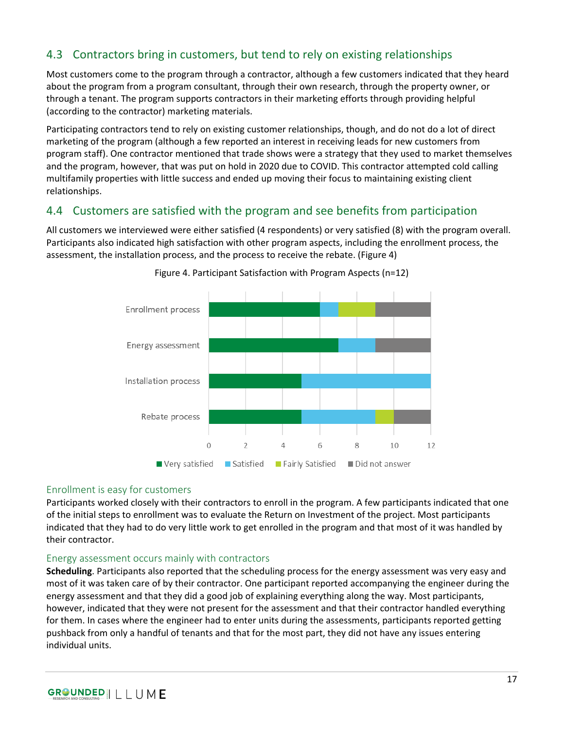## 4.3 Contractors bring in customers, but tend to rely on existing relationships

Most customers come to the program through a contractor, although a few customers indicated that they heard about the program from a program consultant, through their own research, through the property owner, or through a tenant. The program supports contractors in their marketing efforts through providing helpful (according to the contractor) marketing materials.

Participating contractors tend to rely on existing customer relationships, though, and do not do a lot of direct marketing of the program (although a few reported an interest in receiving leads for new customers from program staff). One contractor mentioned that trade shows were a strategy that they used to market themselves and the program, however, that was put on hold in 2020 due to COVID. This contractor attempted cold calling multifamily properties with little success and ended up moving their focus to maintaining existing client relationships.

## 4.4 Customers are satisfied with the program and see benefits from participation

All customers we interviewed were either satisfied (4 respondents) or very satisfied (8) with the program overall. Participants also indicated high satisfaction with other program aspects, including the enrollment process, the assessment, the installation process, and the process to receive the rebate. (Figure 4)

Figure 4. Participant Satisfaction with Program Aspects (n=12)

| | Very satisfied | Satisfied | Fairly Satisfied | Did not answer |
|---|---|---|---|---|
| Enrollment process | 6 | 1 | 2 | 3 |
| Energy assessment | 7 | 2 | 0 | 3 |
| Installation process | 5 | 7 | 0 | 0 |
| Rebate process | 5 | 4 | 1 | 2 |

### Enrollment is easy for customers

Participants worked closely with their contractors to enroll in the program. A few participants indicated that one of the initial steps to enrollment was to evaluate the Return on Investment of the project. Most participants indicated that they had to do very little work to get enrolled in the program and that most of it was handled by their contractor.

### Energy assessment occurs mainly with contractors

**Scheduling**. Participants also reported that the scheduling process for the energy assessment was very easy and most of it was taken care of by their contractor. One participant reported accompanying the engineer during the energy assessment and that they did a good job of explaining everything along the way. Most participants, however, indicated that they were not present for the assessment and that their contractor handled everything for them. In cases where the engineer had to enter units during the assessments, participants reported getting pushback from only a handful of tenants and that for the most part, they did not have any issues entering individual units.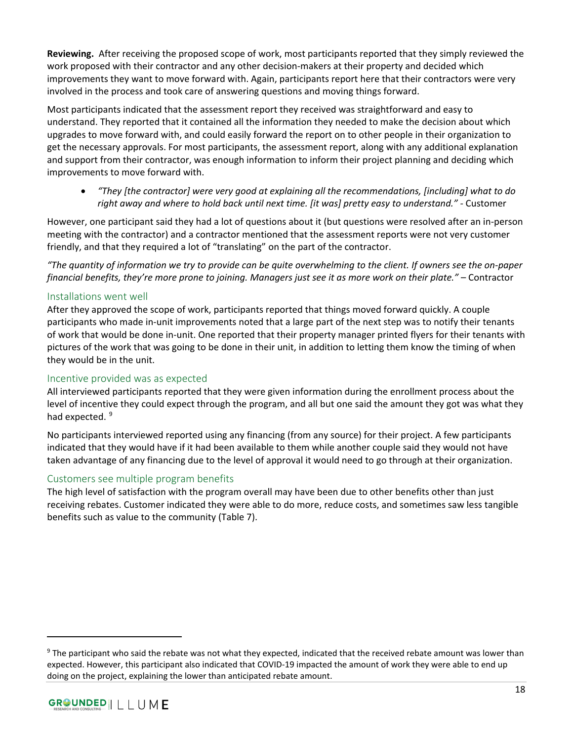**Reviewing.** After receiving the proposed scope of work, most participants reported that they simply reviewed the work proposed with their contractor and any other decision-makers at their property and decided which improvements they want to move forward with. Again, participants report here that their contractors were very involved in the process and took care of answering questions and moving things forward.

Most participants indicated that the assessment report they received was straightforward and easy to understand. They reported that it contained all the information they needed to make the decision about which upgrades to move forward with, and could easily forward the report on to other people in their organization to get the necessary approvals. For most participants, the assessment report, along with any additional explanation and support from their contractor, was enough information to inform their project planning and deciding which improvements to move forward with.

- *"They [the contractor] were very good at explaining all the recommendations, [including] what to do right away and where to hold back until next time. [it was] pretty easy to understand."* - Customer

However, one participant said they had a lot of questions about it (but questions were resolved after an in-person meeting with the contractor) and a contractor mentioned that the assessment reports were not very customer friendly, and that they required a lot of "translating" on the part of the contractor.

*"The quantity of information we try to provide can be quite overwhelming to the client. If owners see the on-paper financial benefits, they're more prone to joining. Managers just see it as more work on their plate."* – Contractor

### Installations went well

After they approved the scope of work, participants reported that things moved forward quickly. A couple participants who made in-unit improvements noted that a large part of the next step was to notify their tenants of work that would be done in-unit. One reported that their property manager printed flyers for their tenants with pictures of the work that was going to be done in their unit, in addition to letting them know the timing of when they would be in the unit.

### Incentive provided was as expected

All interviewed participants reported that they were given information during the enrollment process about the level of incentive they could expect through the program, and all but one said the amount they got was what they had expected. [9]

No participants interviewed reported using any financing (from any source) for their project. A few participants indicated that they would have if it had been available to them while another couple said they would not have taken advantage of any financing due to the level of approval it would need to go through at their organization.

### Customers see multiple program benefits

The high level of satisfaction with the program overall may have been due to other benefits other than just receiving rebates. Customer indicated they were able to do more, reduce costs, and sometimes saw less tangible benefits such as value to the community (Table 7).

---

[9] The participant who said the rebate was not what they expected, indicated that the received rebate amount was lower than expected. However, this participant also indicated that COVID-19 impacted the amount of work they were able to end up doing on the project, explaining the lower than anticipated rebate amount.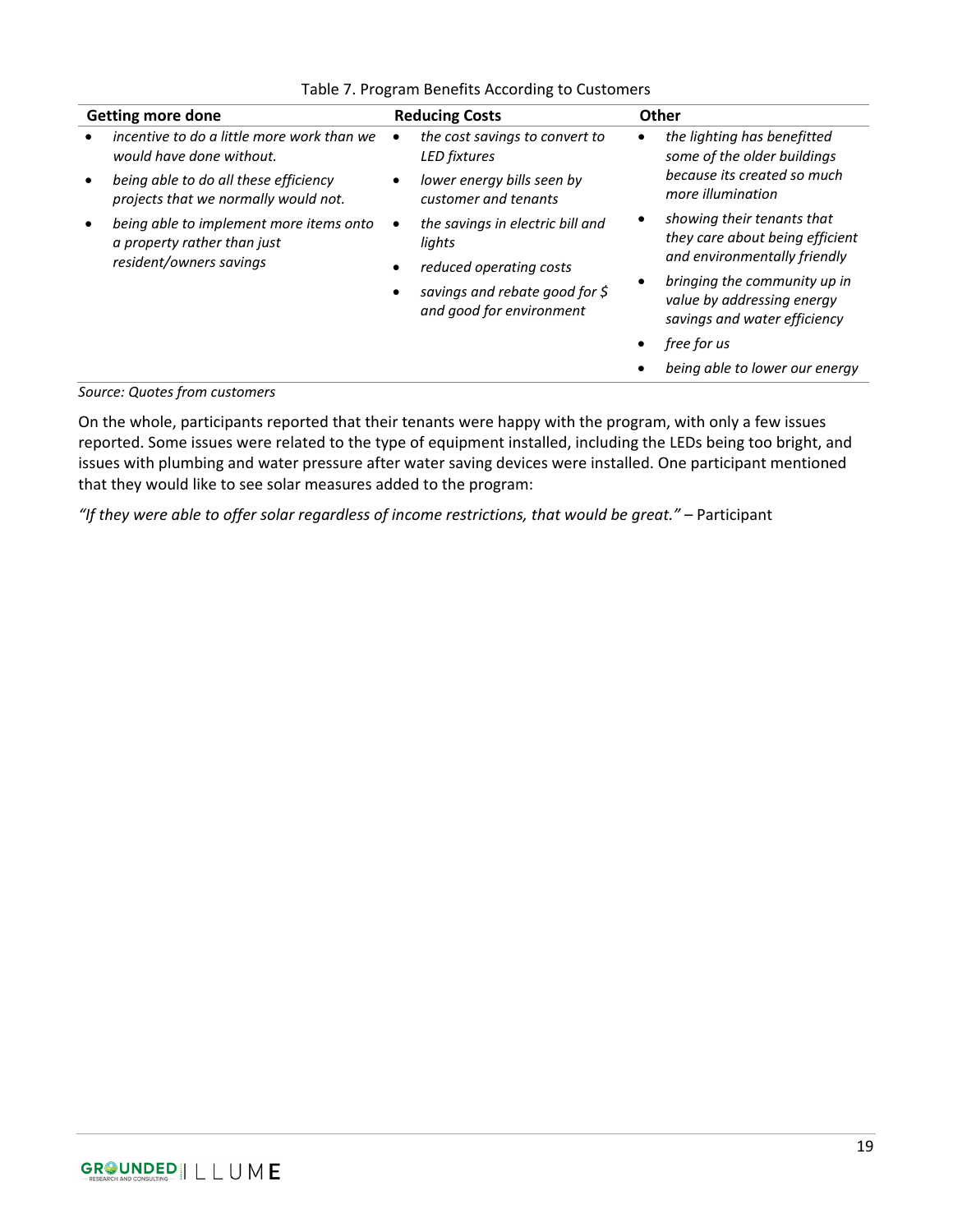Table 7. Program Benefits According to Customers

| Getting more done | Reducing Costs | Other |
|---|---|---|
| • *incentive to do a little more work than we would have done without.*<br>• *being able to do all these efficiency projects that we normally would not.*<br>• *being able to implement more items onto a property rather than just resident/owners savings* | • *the cost savings to convert to LED fixtures*<br>• *lower energy bills seen by customer and tenants*<br>• *the savings in electric bill and lights*<br>• *reduced operating costs*<br>• *savings and rebate good for $ and good for environment* | • *the lighting has benefitted some of the older buildings because its created so much more illumination*<br>• *showing their tenants that they care about being efficient and environmentally friendly*<br>• *bringing the community up in value by addressing energy savings and water efficiency*<br>• *free for us*<br>• *being able to lower our energy* |

*Source: Quotes from customers*

On the whole, participants reported that their tenants were happy with the program, with only a few issues reported. Some issues were related to the type of equipment installed, including the LEDs being too bright, and issues with plumbing and water pressure after water saving devices were installed. One participant mentioned that they would like to see solar measures added to the program:

*"If they were able to offer solar regardless of income restrictions, that would be great."* – Participant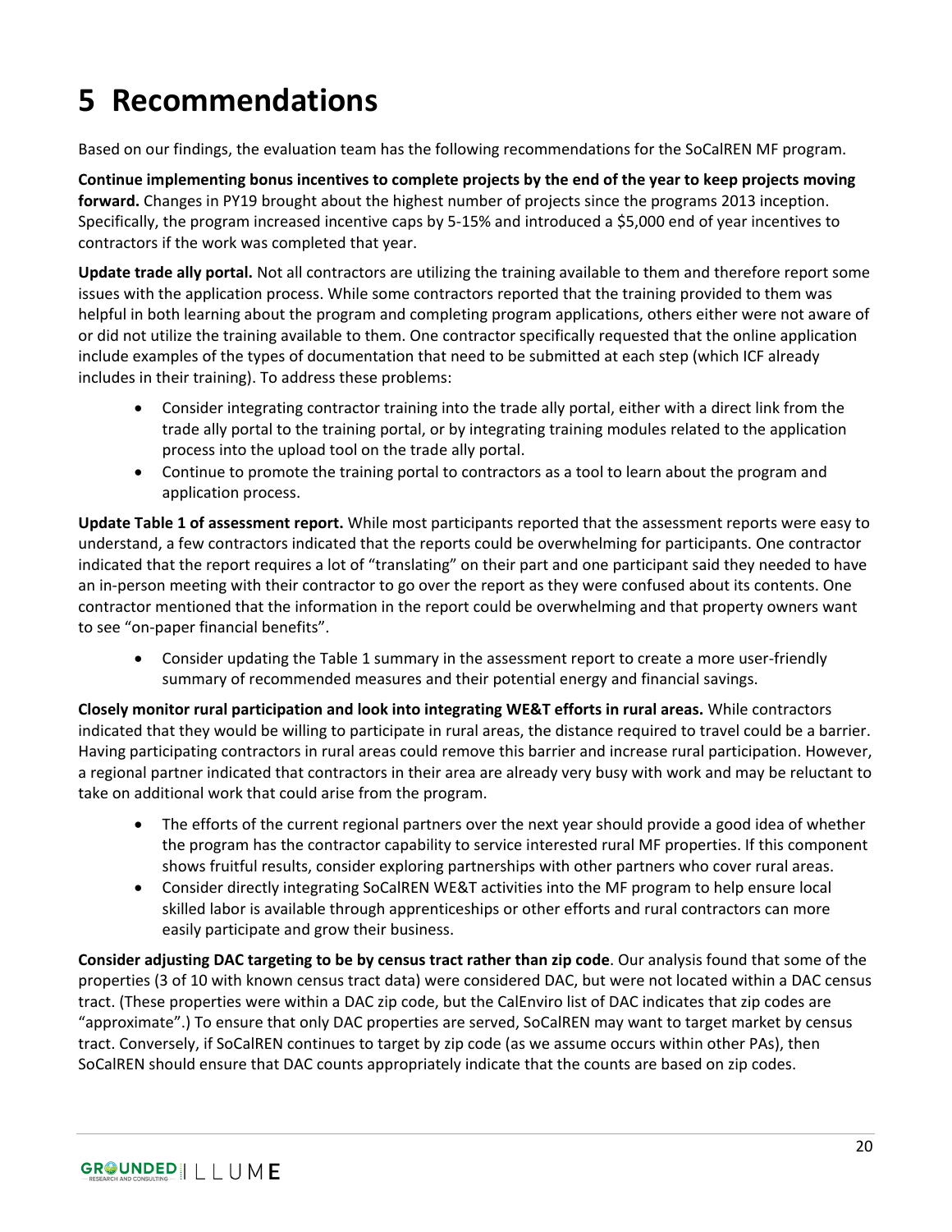# 5 Recommendations

Based on our findings, the evaluation team has the following recommendations for the SoCalREN MF program.

**Continue implementing bonus incentives to complete projects by the end of the year to keep projects moving forward.** Changes in PY19 brought about the highest number of projects since the programs 2013 inception. Specifically, the program increased incentive caps by 5-15% and introduced a $5,000 end of year incentives to contractors if the work was completed that year.

**Update trade ally portal.** Not all contractors are utilizing the training available to them and therefore report some issues with the application process. While some contractors reported that the training provided to them was helpful in both learning about the program and completing program applications, others either were not aware of or did not utilize the training available to them. One contractor specifically requested that the online application include examples of the types of documentation that need to be submitted at each step (which ICF already includes in their training). To address these problems:

- Consider integrating contractor training into the trade ally portal, either with a direct link from the trade ally portal to the training portal, or by integrating training modules related to the application process into the upload tool on the trade ally portal.
- Continue to promote the training portal to contractors as a tool to learn about the program and application process.

**Update Table 1 of assessment report.** While most participants reported that the assessment reports were easy to understand, a few contractors indicated that the reports could be overwhelming for participants. One contractor indicated that the report requires a lot of "translating" on their part and one participant said they needed to have an in-person meeting with their contractor to go over the report as they were confused about its contents. One contractor mentioned that the information in the report could be overwhelming and that property owners want to see "on-paper financial benefits".

- Consider updating the Table 1 summary in the assessment report to create a more user-friendly summary of recommended measures and their potential energy and financial savings.

**Closely monitor rural participation and look into integrating WE&T efforts in rural areas.** While contractors indicated that they would be willing to participate in rural areas, the distance required to travel could be a barrier. Having participating contractors in rural areas could remove this barrier and increase rural participation. However, a regional partner indicated that contractors in their area are already very busy with work and may be reluctant to take on additional work that could arise from the program.

- The efforts of the current regional partners over the next year should provide a good idea of whether the program has the contractor capability to service interested rural MF properties. If this component shows fruitful results, consider exploring partnerships with other partners who cover rural areas.
- Consider directly integrating SoCalREN WE&T activities into the MF program to help ensure local skilled labor is available through apprenticeships or other efforts and rural contractors can more easily participate and grow their business.

**Consider adjusting DAC targeting to be by census tract rather than zip code**. Our analysis found that some of the properties (3 of 10 with known census tract data) were considered DAC, but were not located within a DAC census tract. (These properties were within a DAC zip code, but the CalEnviro list of DAC indicates that zip codes are "approximate".) To ensure that only DAC properties are served, SoCalREN may want to target market by census tract. Conversely, if SoCalREN continues to target by zip code (as we assume occurs within other PAs), then SoCalREN should ensure that DAC counts appropriately indicate that the counts are based on zip codes.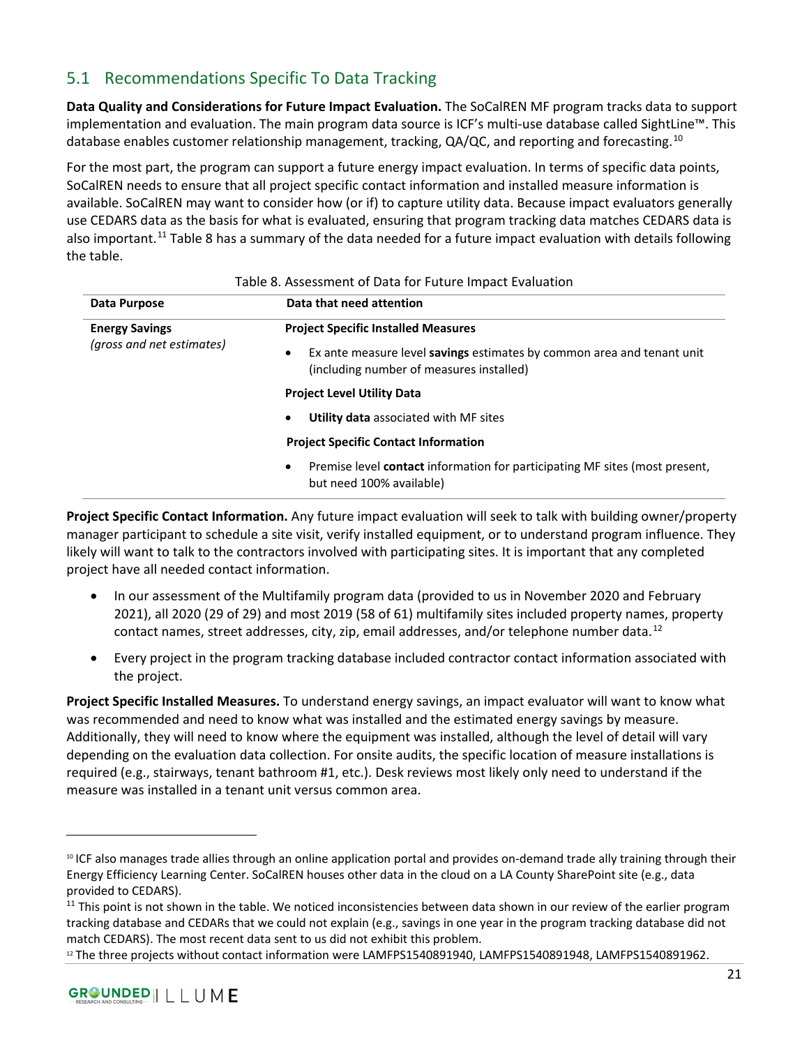## 5.1 Recommendations Specific To Data Tracking

**Data Quality and Considerations for Future Impact Evaluation.** The SoCalREN MF program tracks data to support implementation and evaluation. The main program data source is ICF's multi-use database called SightLine™. This database enables customer relationship management, tracking, QA/QC, and reporting and forecasting.[10]

For the most part, the program can support a future energy impact evaluation. In terms of specific data points, SoCalREN needs to ensure that all project specific contact information and installed measure information is available. SoCalREN may want to consider how (or if) to capture utility data. Because impact evaluators generally use CEDARS data as the basis for what is evaluated, ensuring that program tracking data matches CEDARS data is also important.[11] Table 8 has a summary of the data needed for a future impact evaluation with details following the table.

Table 8. Assessment of Data for Future Impact Evaluation

| Data Purpose | Data that need attention |
|---|---|
| **Energy Savings** *(gross and net estimates)* | **Project Specific Installed Measures**<br>• Ex ante measure level **savings** estimates by common area and tenant unit (including number of measures installed)<br>**Project Level Utility Data**<br>• **Utility data** associated with MF sites<br>**Project Specific Contact Information**<br>• Premise level **contact** information for participating MF sites (most present, but need 100% available) |

**Project Specific Contact Information.** Any future impact evaluation will seek to talk with building owner/property manager participant to schedule a site visit, verify installed equipment, or to understand program influence. They likely will want to talk to the contractors involved with participating sites. It is important that any completed project have all needed contact information.

- In our assessment of the Multifamily program data (provided to us in November 2020 and February 2021), all 2020 (29 of 29) and most 2019 (58 of 61) multifamily sites included property names, property contact names, street addresses, city, zip, email addresses, and/or telephone number data.[12]
- Every project in the program tracking database included contractor contact information associated with the project.

**Project Specific Installed Measures.** To understand energy savings, an impact evaluator will want to know what was recommended and need to know what was installed and the estimated energy savings by measure. Additionally, they will need to know where the equipment was installed, although the level of detail will vary depending on the evaluation data collection. For onsite audits, the specific location of measure installations is required (e.g., stairways, tenant bathroom #1, etc.). Desk reviews most likely only need to understand if the measure was installed in a tenant unit versus common area.

---

[10] ICF also manages trade allies through an online application portal and provides on-demand trade ally training through their Energy Efficiency Learning Center. SoCalREN houses other data in the cloud on a LA County SharePoint site (e.g., data provided to CEDARS).

[11] This point is not shown in the table. We noticed inconsistencies between data shown in our review of the earlier program tracking database and CEDARs that we could not explain (e.g., savings in one year in the program tracking database did not match CEDARS). The most recent data sent to us did not exhibit this problem.

[12] The three projects without contact information were LAMFPS1540891940, LAMFPS1540891948, LAMFPS1540891962.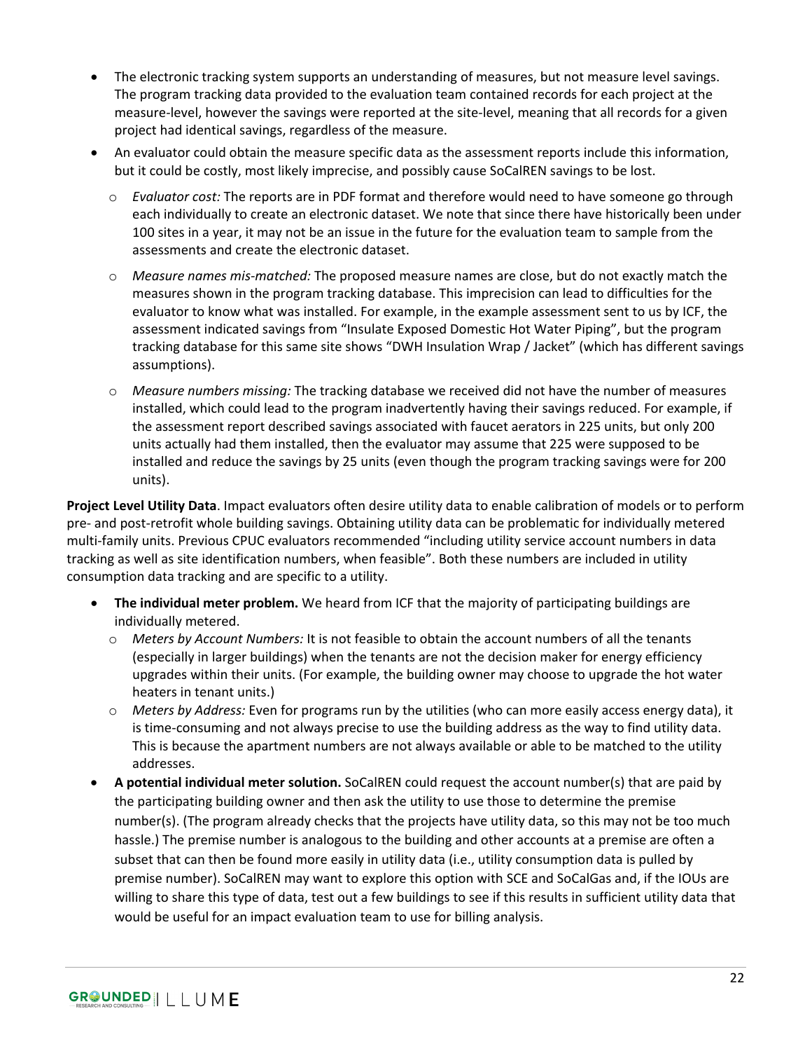- The electronic tracking system supports an understanding of measures, but not measure level savings. The program tracking data provided to the evaluation team contained records for each project at the measure-level, however the savings were reported at the site-level, meaning that all records for a given project had identical savings, regardless of the measure.
- An evaluator could obtain the measure specific data as the assessment reports include this information, but it could be costly, most likely imprecise, and possibly cause SoCalREN savings to be lost.
  - *Evaluator cost:* The reports are in PDF format and therefore would need to have someone go through each individually to create an electronic dataset. We note that since there have historically been under 100 sites in a year, it may not be an issue in the future for the evaluation team to sample from the assessments and create the electronic dataset.
  - *Measure names mis-matched:* The proposed measure names are close, but do not exactly match the measures shown in the program tracking database. This imprecision can lead to difficulties for the evaluator to know what was installed. For example, in the example assessment sent to us by ICF, the assessment indicated savings from "Insulate Exposed Domestic Hot Water Piping", but the program tracking database for this same site shows "DWH Insulation Wrap / Jacket" (which has different savings assumptions).
  - *Measure numbers missing:* The tracking database we received did not have the number of measures installed, which could lead to the program inadvertently having their savings reduced. For example, if the assessment report described savings associated with faucet aerators in 225 units, but only 200 units actually had them installed, then the evaluator may assume that 225 were supposed to be installed and reduce the savings by 25 units (even though the program tracking savings were for 200 units).

**Project Level Utility Data**. Impact evaluators often desire utility data to enable calibration of models or to perform pre- and post-retrofit whole building savings. Obtaining utility data can be problematic for individually metered multi-family units. Previous CPUC evaluators recommended "including utility service account numbers in data tracking as well as site identification numbers, when feasible". Both these numbers are included in utility consumption data tracking and are specific to a utility.

- **The individual meter problem.** We heard from ICF that the majority of participating buildings are individually metered.
  - *Meters by Account Numbers:* It is not feasible to obtain the account numbers of all the tenants (especially in larger buildings) when the tenants are not the decision maker for energy efficiency upgrades within their units. (For example, the building owner may choose to upgrade the hot water heaters in tenant units.)
  - *Meters by Address:* Even for programs run by the utilities (who can more easily access energy data), it is time-consuming and not always precise to use the building address as the way to find utility data. This is because the apartment numbers are not always available or able to be matched to the utility addresses.
- **A potential individual meter solution.** SoCalREN could request the account number(s) that are paid by the participating building owner and then ask the utility to use those to determine the premise number(s). (The program already checks that the projects have utility data, so this may not be too much hassle.) The premise number is analogous to the building and other accounts at a premise are often a subset that can then be found more easily in utility data (i.e., utility consumption data is pulled by premise number). SoCalREN may want to explore this option with SCE and SoCalGas and, if the IOUs are willing to share this type of data, test out a few buildings to see if this results in sufficient utility data that would be useful for an impact evaluation team to use for billing analysis.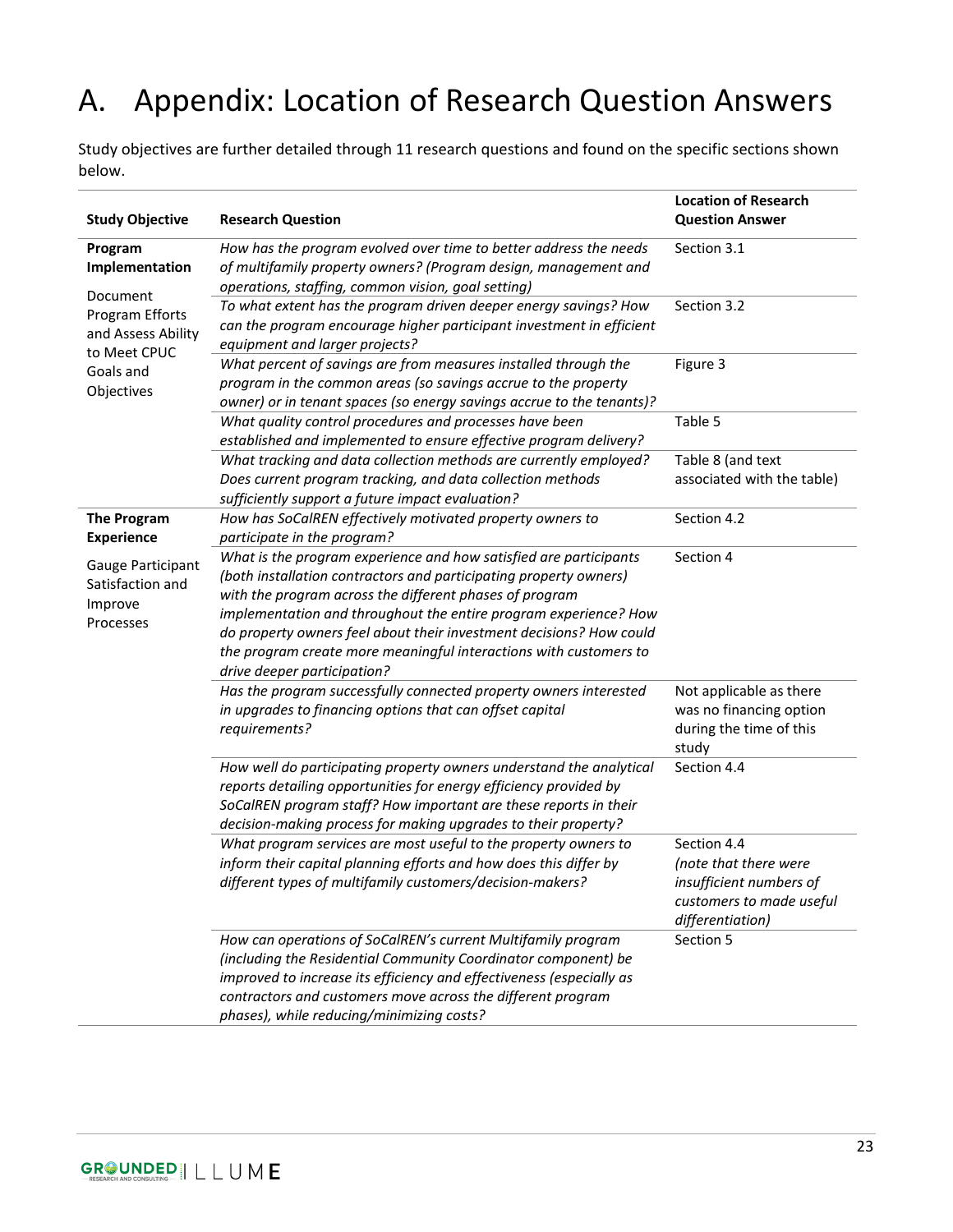# A. Appendix: Location of Research Question Answers

Study objectives are further detailed through 11 research questions and found on the specific sections shown below.

| Study Objective | Research Question | Location of Research Question Answer |
|---|---|---|
| **Program Implementation**<br><br>Document Program Efforts and Assess Ability to Meet CPUC Goals and Objectives | *How has the program evolved over time to better address the needs of multifamily property owners? (Program design, management and operations, staffing, common vision, goal setting)* | Section 3.1 |
| | *To what extent has the program driven deeper energy savings? How can the program encourage higher participant investment in efficient equipment and larger projects?* | Section 3.2 |
| | *What percent of savings are from measures installed through the program in the common areas (so savings accrue to the property owner) or in tenant spaces (so energy savings accrue to the tenants)?* | Figure 3 |
| | *What quality control procedures and processes have been established and implemented to ensure effective program delivery?* | Table 5 |
| | *What tracking and data collection methods are currently employed? Does current program tracking, and data collection methods sufficiently support a future impact evaluation?* | Table 8 (and text associated with the table) |
| **The Program Experience**<br><br>Gauge Participant Satisfaction and Improve Processes | *How has SoCalREN effectively motivated property owners to participate in the program?* | Section 4.2 |
| | *What is the program experience and how satisfied are participants (both installation contractors and participating property owners) with the program across the different phases of program implementation and throughout the entire program experience? How do property owners feel about their investment decisions? How could the program create more meaningful interactions with customers to drive deeper participation?* | Section 4 |
| | *Has the program successfully connected property owners interested in upgrades to financing options that can offset capital requirements?* | Not applicable as there was no financing option during the time of this study |
| | *How well do participating property owners understand the analytical reports detailing opportunities for energy efficiency provided by SoCalREN program staff? How important are these reports in their decision-making process for making upgrades to their property?* | Section 4.4 |
| | *What program services are most useful to the property owners to inform their capital planning efforts and how does this differ by different types of multifamily customers/decision-makers?* | Section 4.4 *(note that there were insufficient numbers of customers to made useful differentiation)* |
| | *How can operations of SoCalREN's current Multifamily program (including the Residential Community Coordinator component) be improved to increase its efficiency and effectiveness (especially as contractors and customers move across the different program phases), while reducing/minimizing costs?* | Section 5 |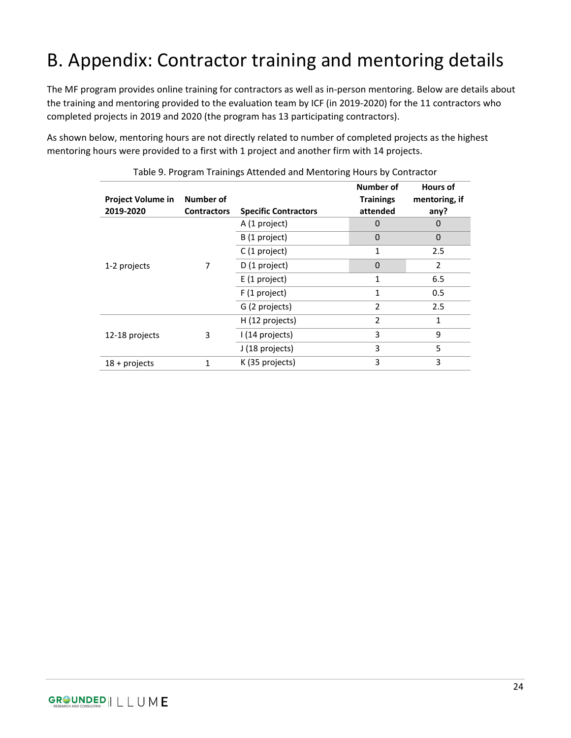# B. Appendix: Contractor training and mentoring details

The MF program provides online training for contractors as well as in-person mentoring. Below are details about the training and mentoring provided to the evaluation team by ICF (in 2019-2020) for the 11 contractors who completed projects in 2019 and 2020 (the program has 13 participating contractors).

As shown below, mentoring hours are not directly related to number of completed projects as the highest mentoring hours were provided to a first with 1 project and another firm with 14 projects.

Table 9. Program Trainings Attended and Mentoring Hours by Contractor

| Project Volume in 2019-2020 | Number of Contractors | Specific Contractors | Number of Trainings attended | Hours of mentoring, if any? |
|---|---|---|---|---|
| 1-2 projects | 7 | A (1 project) | 0 | 0 |
| | | B (1 project) | 0 | 0 |
| | | C (1 project) | 1 | 2.5 |
| | | D (1 project) | 0 | 2 |
| | | E (1 project) | 1 | 6.5 |
| | | F (1 project) | 1 | 0.5 |
| | | G (2 projects) | 2 | 2.5 |
| 12-18 projects | 3 | H (12 projects) | 2 | 1 |
| | | I (14 projects) | 3 | 9 |
| | | J (18 projects) | 3 | 5 |
| 18 + projects | 1 | K (35 projects) | 3 | 3 |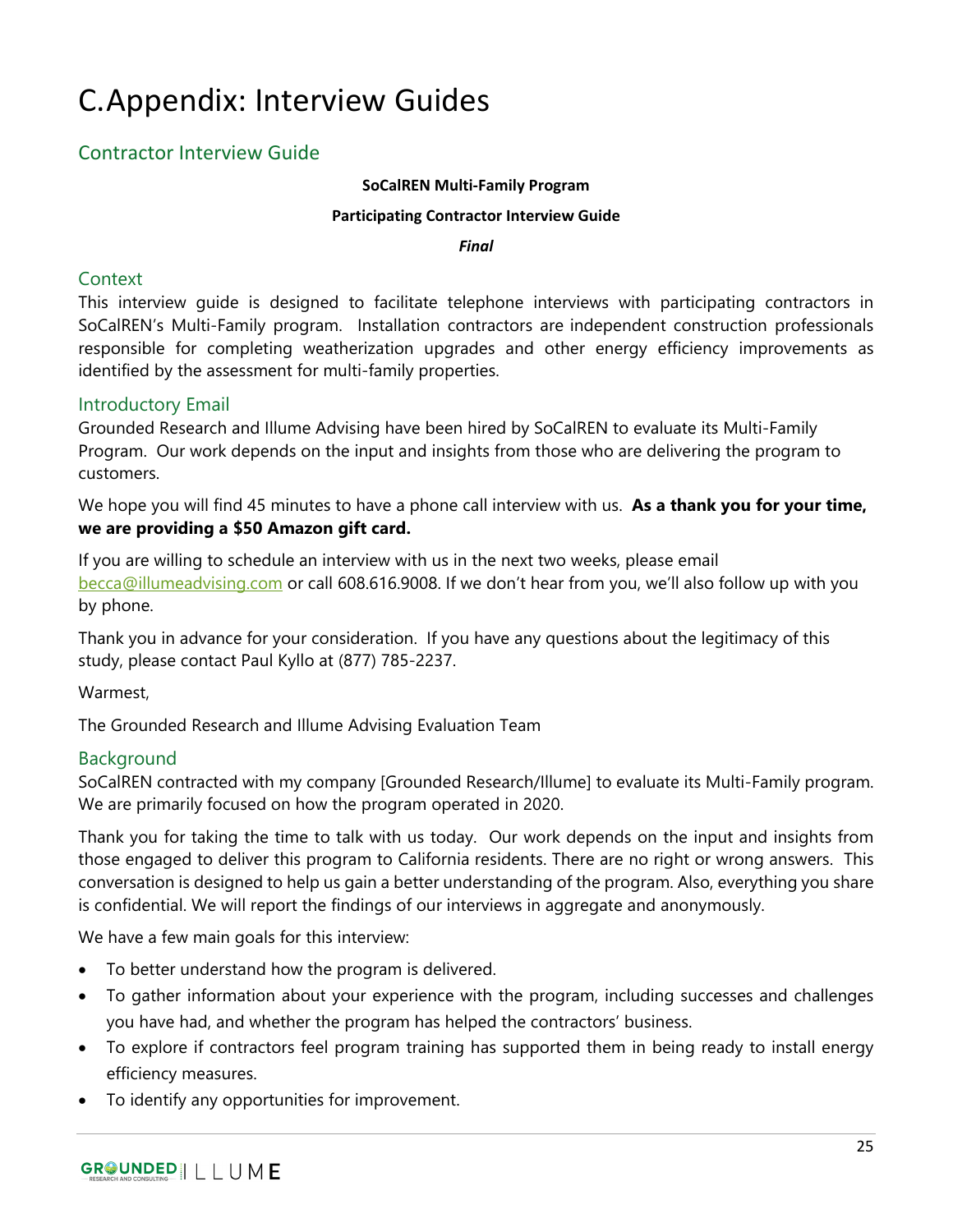# C.Appendix: Interview Guides

## Contractor Interview Guide

**SoCalREN Multi-Family Program**

**Participating Contractor Interview Guide**

***Final***

### Context

This interview guide is designed to facilitate telephone interviews with participating contractors in SoCalREN's Multi-Family program. Installation contractors are independent construction professionals responsible for completing weatherization upgrades and other energy efficiency improvements as identified by the assessment for multi-family properties.

### Introductory Email

Grounded Research and Illume Advising have been hired by SoCalREN to evaluate its Multi-Family Program. Our work depends on the input and insights from those who are delivering the program to customers.

We hope you will find 45 minutes to have a phone call interview with us. **As a thank you for your time, we are providing a $50 Amazon gift card.**

If you are willing to schedule an interview with us in the next two weeks, please email becca@illumeadvising.com or call 608.616.9008. If we don't hear from you, we'll also follow up with you by phone.

Thank you in advance for your consideration. If you have any questions about the legitimacy of this study, please contact Paul Kyllo at (877) 785-2237.

Warmest,

The Grounded Research and Illume Advising Evaluation Team

### Background

SoCalREN contracted with my company [Grounded Research/Illume] to evaluate its Multi-Family program. We are primarily focused on how the program operated in 2020.

Thank you for taking the time to talk with us today. Our work depends on the input and insights from those engaged to deliver this program to California residents. There are no right or wrong answers. This conversation is designed to help us gain a better understanding of the program. Also, everything you share is confidential. We will report the findings of our interviews in aggregate and anonymously.

We have a few main goals for this interview:

- To better understand how the program is delivered.
- To gather information about your experience with the program, including successes and challenges you have had, and whether the program has helped the contractors' business.
- To explore if contractors feel program training has supported them in being ready to install energy efficiency measures.
- To identify any opportunities for improvement.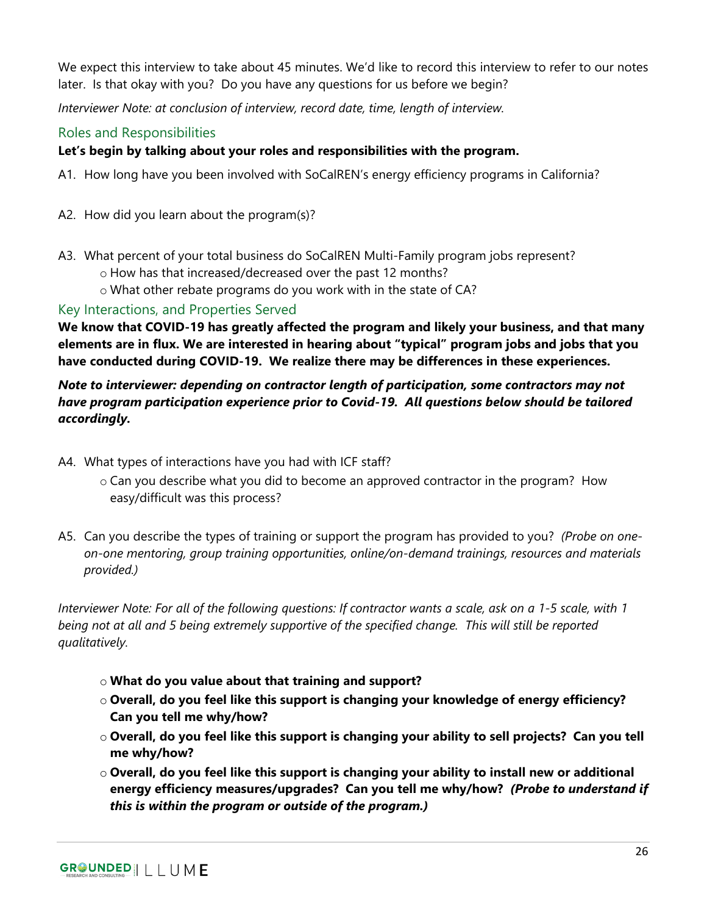We expect this interview to take about 45 minutes. We'd like to record this interview to refer to our notes later. Is that okay with you? Do you have any questions for us before we begin?

*Interviewer Note: at conclusion of interview, record date, time, length of interview.*

## Roles and Responsibilities

**Let's begin by talking about your roles and responsibilities with the program.**

A1. How long have you been involved with SoCalREN's energy efficiency programs in California?

A2. How did you learn about the program(s)?

A3. What percent of your total business do SoCalREN Multi-Family program jobs represent?
- How has that increased/decreased over the past 12 months?
- What other rebate programs do you work with in the state of CA?

## Key Interactions, and Properties Served

**We know that COVID-19 has greatly affected the program and likely your business, and that many elements are in flux. We are interested in hearing about "typical" program jobs and jobs that you have conducted during COVID-19. We realize there may be differences in these experiences.**

***Note to interviewer: depending on contractor length of participation, some contractors may not have program participation experience prior to Covid-19. All questions below should be tailored accordingly.***

A4. What types of interactions have you had with ICF staff?
- Can you describe what you did to become an approved contractor in the program? How easy/difficult was this process?

A5. Can you describe the types of training or support the program has provided to you? *(Probe on one-on-one mentoring, group training opportunities, online/on-demand trainings, resources and materials provided.)*

*Interviewer Note: For all of the following questions: If contractor wants a scale, ask on a 1-5 scale, with 1 being not at all and 5 being extremely supportive of the specified change. This will still be reported qualitatively.*

- **What do you value about that training and support?**
- **Overall, do you feel like this support is changing your knowledge of energy efficiency? Can you tell me why/how?**
- **Overall, do you feel like this support is changing your ability to sell projects? Can you tell me why/how?**
- **Overall, do you feel like this support is changing your ability to install new or additional energy efficiency measures/upgrades? Can you tell me why/how?** ***(Probe to understand if this is within the program or outside of the program.)***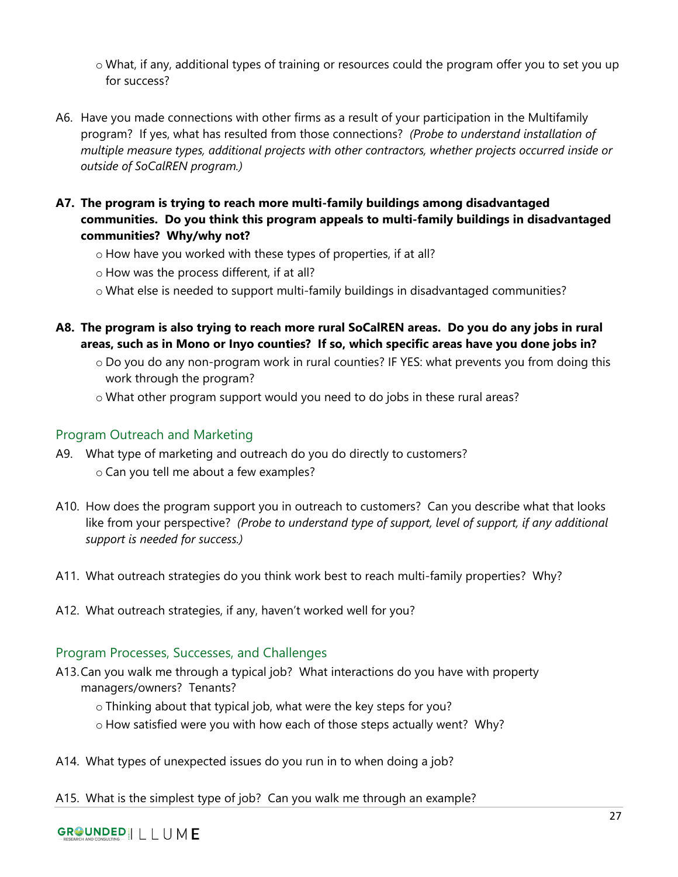- What, if any, additional types of training or resources could the program offer you to set you up for success?

A6. Have you made connections with other firms as a result of your participation in the Multifamily program? If yes, what has resulted from those connections? *(Probe to understand installation of multiple measure types, additional projects with other contractors, whether projects occurred inside or outside of SoCalREN program.)*

**A7. The program is trying to reach more multi-family buildings among disadvantaged communities. Do you think this program appeals to multi-family buildings in disadvantaged communities? Why/why not?**

- How have you worked with these types of properties, if at all?
- How was the process different, if at all?
- What else is needed to support multi-family buildings in disadvantaged communities?

**A8. The program is also trying to reach more rural SoCalREN areas. Do you do any jobs in rural areas, such as in Mono or Inyo counties? If so, which specific areas have you done jobs in?**

- Do you do any non-program work in rural counties? IF YES: what prevents you from doing this work through the program?
- What other program support would you need to do jobs in these rural areas?

## Program Outreach and Marketing

A9. What type of marketing and outreach do you do directly to customers?

- Can you tell me about a few examples?

A10. How does the program support you in outreach to customers? Can you describe what that looks like from your perspective? *(Probe to understand type of support, level of support, if any additional support is needed for success.)*

A11. What outreach strategies do you think work best to reach multi-family properties? Why?

A12. What outreach strategies, if any, haven't worked well for you?

## Program Processes, Successes, and Challenges

A13. Can you walk me through a typical job? What interactions do you have with property managers/owners? Tenants?

- Thinking about that typical job, what were the key steps for you?
- How satisfied were you with how each of those steps actually went? Why?

A14. What types of unexpected issues do you run in to when doing a job?

A15. What is the simplest type of job? Can you walk me through an example?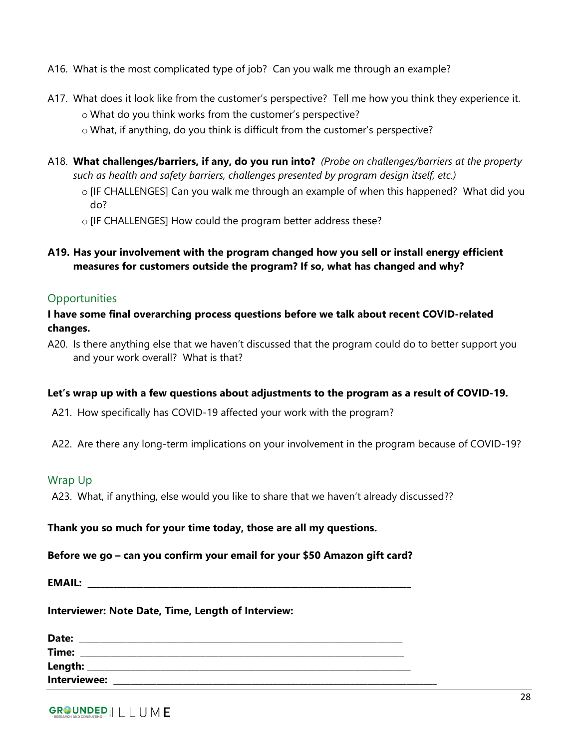A16. What is the most complicated type of job? Can you walk me through an example?

A17. What does it look like from the customer's perspective? Tell me how you think they experience it.
- What do you think works from the customer's perspective?
- What, if anything, do you think is difficult from the customer's perspective?

A18. **What challenges/barriers, if any, do you run into?** *(Probe on challenges/barriers at the property such as health and safety barriers, challenges presented by program design itself, etc.)*
- [IF CHALLENGES] Can you walk me through an example of when this happened? What did you do?
- [IF CHALLENGES] How could the program better address these?

**A19. Has your involvement with the program changed how you sell or install energy efficient measures for customers outside the program? If so, what has changed and why?**

## Opportunities

**I have some final overarching process questions before we talk about recent COVID-related changes.**

A20. Is there anything else that we haven't discussed that the program could do to better support you and your work overall? What is that?

**Let's wrap up with a few questions about adjustments to the program as a result of COVID-19.**

A21. How specifically has COVID-19 affected your work with the program?

A22. Are there any long-term implications on your involvement in the program because of COVID-19?

## Wrap Up

A23. What, if anything, else would you like to share that we haven't already discussed??

**Thank you so much for your time today, those are all my questions.**

**Before we go – can you confirm your email for your $50 Amazon gift card?**

**EMAIL:** ______________________________________________

**Interviewer: Note Date, Time, Length of Interview:**

**Date:** ______________________________________________
**Time:** ______________________________________________
**Length:** ____________________________________________
**Interviewee:** ________________________________________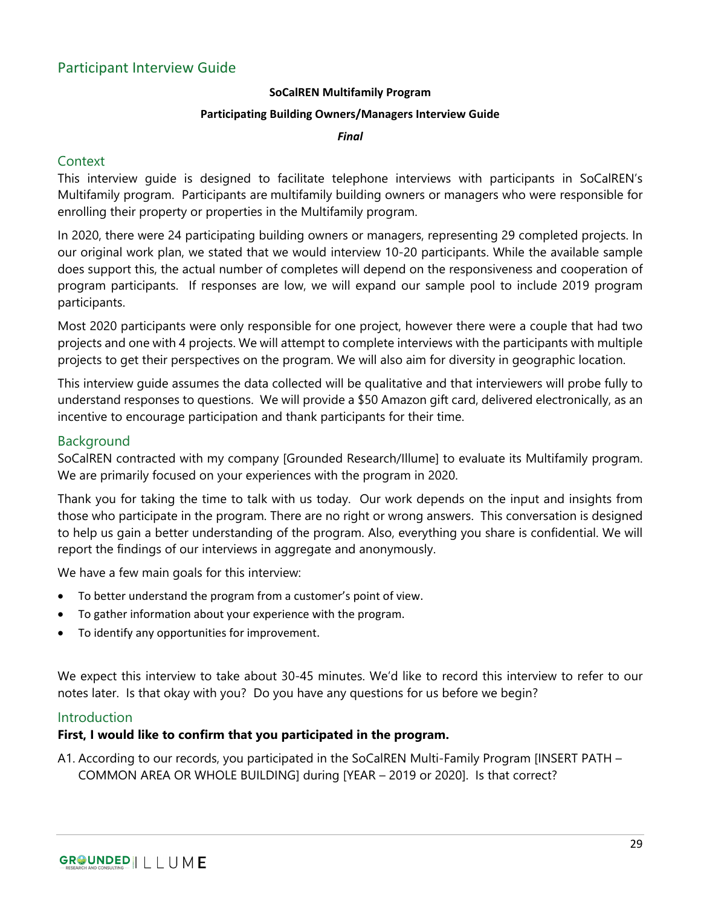## Participant Interview Guide

**SoCalREN Multifamily Program**

**Participating Building Owners/Managers Interview Guide**

***Final***

### Context

This interview guide is designed to facilitate telephone interviews with participants in SoCalREN's Multifamily program. Participants are multifamily building owners or managers who were responsible for enrolling their property or properties in the Multifamily program.

In 2020, there were 24 participating building owners or managers, representing 29 completed projects. In our original work plan, we stated that we would interview 10-20 participants. While the available sample does support this, the actual number of completes will depend on the responsiveness and cooperation of program participants. If responses are low, we will expand our sample pool to include 2019 program participants.

Most 2020 participants were only responsible for one project, however there were a couple that had two projects and one with 4 projects. We will attempt to complete interviews with the participants with multiple projects to get their perspectives on the program. We will also aim for diversity in geographic location.

This interview guide assumes the data collected will be qualitative and that interviewers will probe fully to understand responses to questions. We will provide a $50 Amazon gift card, delivered electronically, as an incentive to encourage participation and thank participants for their time.

### Background

SoCalREN contracted with my company [Grounded Research/Illume] to evaluate its Multifamily program. We are primarily focused on your experiences with the program in 2020.

Thank you for taking the time to talk with us today. Our work depends on the input and insights from those who participate in the program. There are no right or wrong answers. This conversation is designed to help us gain a better understanding of the program. Also, everything you share is confidential. We will report the findings of our interviews in aggregate and anonymously.

We have a few main goals for this interview:

- To better understand the program from a customer's point of view.
- To gather information about your experience with the program.
- To identify any opportunities for improvement.

We expect this interview to take about 30-45 minutes. We'd like to record this interview to refer to our notes later. Is that okay with you? Do you have any questions for us before we begin?

### Introduction

**First, I would like to confirm that you participated in the program.**

A1. According to our records, you participated in the SoCalREN Multi-Family Program [INSERT PATH – COMMON AREA OR WHOLE BUILDING] during [YEAR – 2019 or 2020]. Is that correct?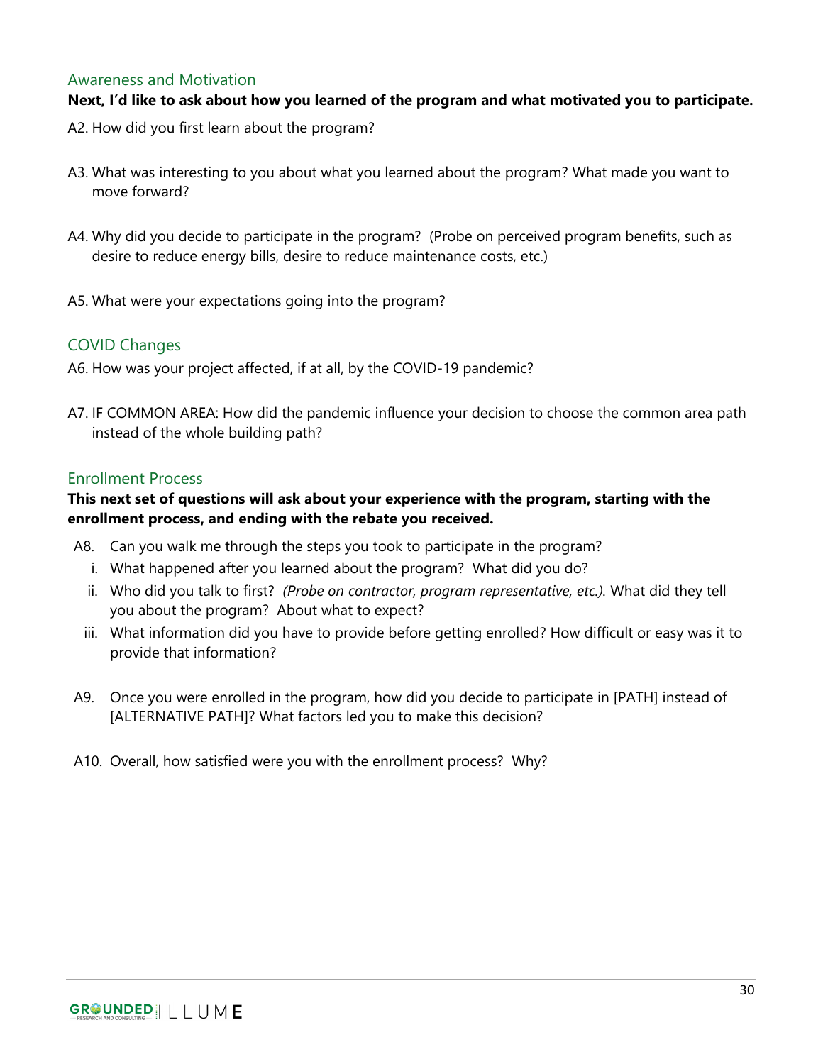## Awareness and Motivation

**Next, I'd like to ask about how you learned of the program and what motivated you to participate.**

A2. How did you first learn about the program?

A3. What was interesting to you about what you learned about the program? What made you want to move forward?

A4. Why did you decide to participate in the program? (Probe on perceived program benefits, such as desire to reduce energy bills, desire to reduce maintenance costs, etc.)

A5. What were your expectations going into the program?

## COVID Changes

A6. How was your project affected, if at all, by the COVID-19 pandemic?

A7. IF COMMON AREA: How did the pandemic influence your decision to choose the common area path instead of the whole building path?

## Enrollment Process

**This next set of questions will ask about your experience with the program, starting with the enrollment process, and ending with the rebate you received.**

A8. Can you walk me through the steps you took to participate in the program?

- i. What happened after you learned about the program? What did you do?
- ii. Who did you talk to first? *(Probe on contractor, program representative, etc.)*. What did they tell you about the program? About what to expect?
- iii. What information did you have to provide before getting enrolled? How difficult or easy was it to provide that information?

A9. Once you were enrolled in the program, how did you decide to participate in [PATH] instead of [ALTERNATIVE PATH]? What factors led you to make this decision?

A10. Overall, how satisfied were you with the enrollment process? Why?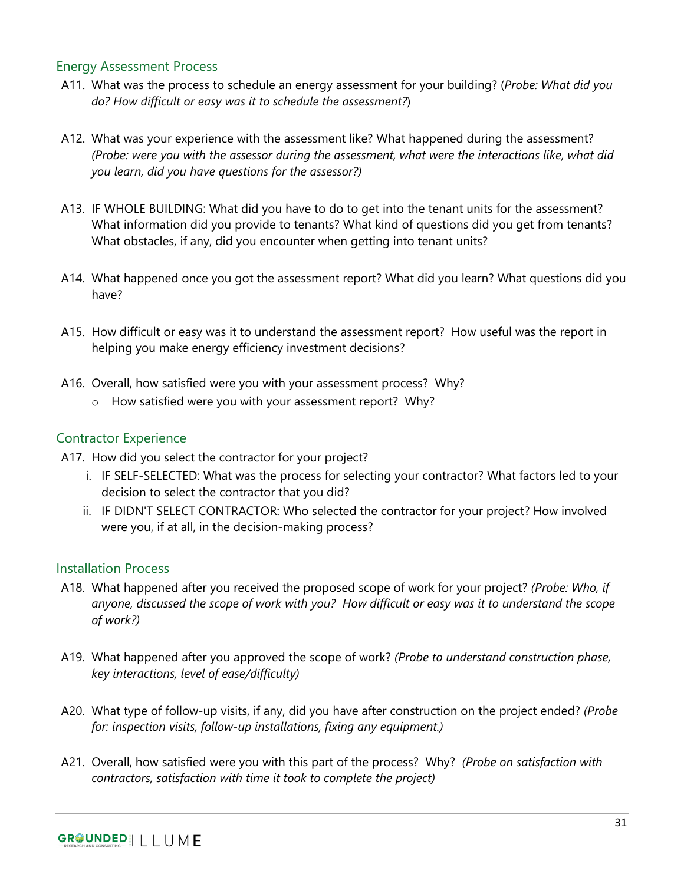## Energy Assessment Process

A11. What was the process to schedule an energy assessment for your building? (*Probe: What did you do? How difficult or easy was it to schedule the assessment?*)

A12. What was your experience with the assessment like? What happened during the assessment? *(Probe: were you with the assessor during the assessment, what were the interactions like, what did you learn, did you have questions for the assessor?)*

A13. IF WHOLE BUILDING: What did you have to do to get into the tenant units for the assessment? What information did you provide to tenants? What kind of questions did you get from tenants? What obstacles, if any, did you encounter when getting into tenant units?

A14. What happened once you got the assessment report? What did you learn? What questions did you have?

A15. How difficult or easy was it to understand the assessment report? How useful was the report in helping you make energy efficiency investment decisions?

A16. Overall, how satisfied were you with your assessment process? Why?
- How satisfied were you with your assessment report? Why?

## Contractor Experience

A17. How did you select the contractor for your project?

i. IF SELF-SELECTED: What was the process for selecting your contractor? What factors led to your decision to select the contractor that you did?

ii. IF DIDN'T SELECT CONTRACTOR: Who selected the contractor for your project? How involved were you, if at all, in the decision-making process?

## Installation Process

A18. What happened after you received the proposed scope of work for your project? *(Probe: Who, if anyone, discussed the scope of work with you? How difficult or easy was it to understand the scope of work?)*

A19. What happened after you approved the scope of work? *(Probe to understand construction phase, key interactions, level of ease/difficulty)*

A20. What type of follow-up visits, if any, did you have after construction on the project ended? *(Probe for: inspection visits, follow-up installations, fixing any equipment.)*

A21. Overall, how satisfied were you with this part of the process? Why? *(Probe on satisfaction with contractors, satisfaction with time it took to complete the project)*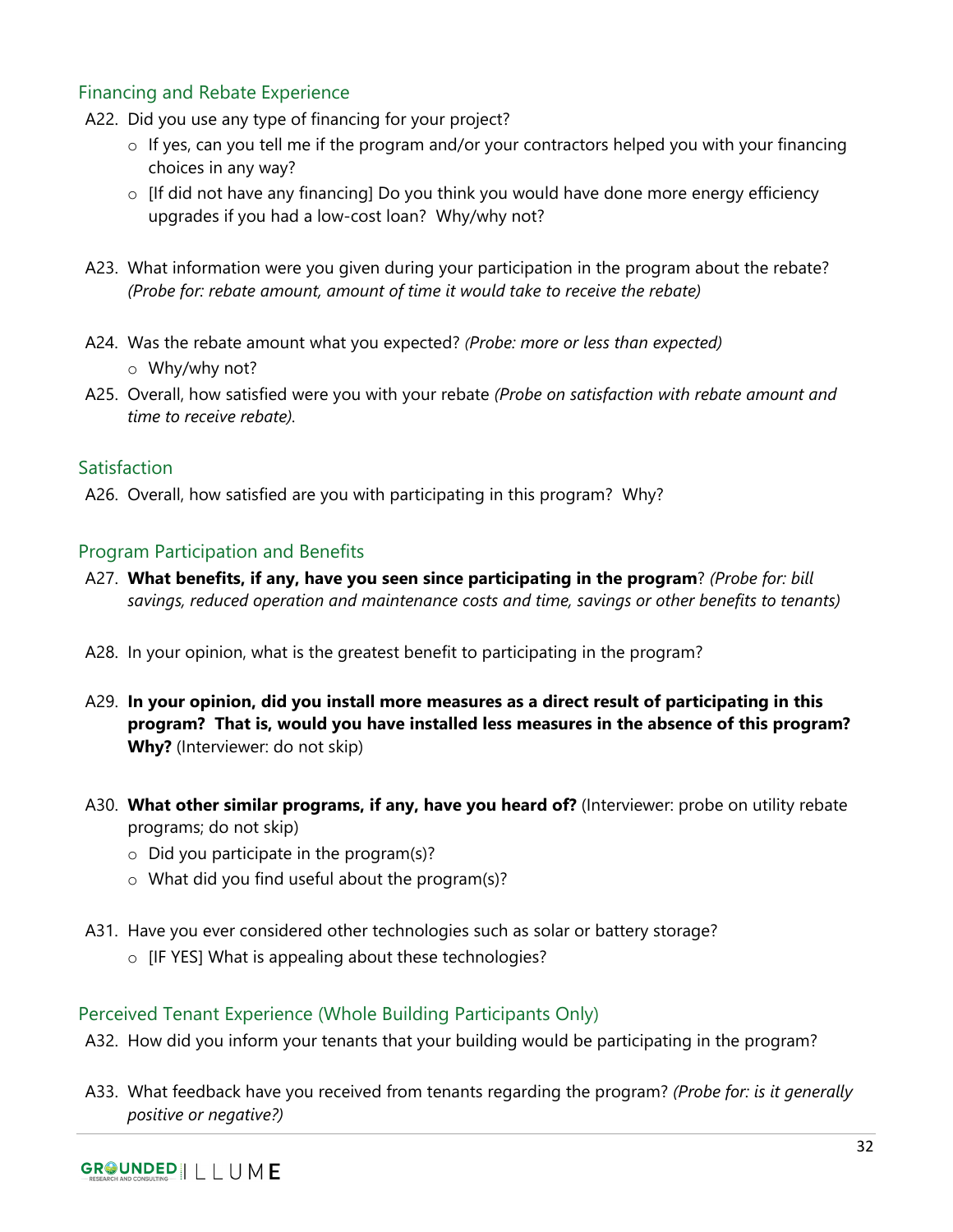### Financing and Rebate Experience

A22. Did you use any type of financing for your project?

- If yes, can you tell me if the program and/or your contractors helped you with your financing choices in any way?
- [If did not have any financing] Do you think you would have done more energy efficiency upgrades if you had a low-cost loan? Why/why not?

A23. What information were you given during your participation in the program about the rebate? *(Probe for: rebate amount, amount of time it would take to receive the rebate)*

A24. Was the rebate amount what you expected? *(Probe: more or less than expected)*

- Why/why not?

A25. Overall, how satisfied were you with your rebate *(Probe on satisfaction with rebate amount and time to receive rebate)*.

### Satisfaction

A26. Overall, how satisfied are you with participating in this program? Why?

### Program Participation and Benefits

A27. **What benefits, if any, have you seen since participating in the program**? *(Probe for: bill savings, reduced operation and maintenance costs and time, savings or other benefits to tenants)*

A28. In your opinion, what is the greatest benefit to participating in the program?

A29. **In your opinion, did you install more measures as a direct result of participating in this program? That is, would you have installed less measures in the absence of this program? Why?** (Interviewer: do not skip)

A30. **What other similar programs, if any, have you heard of?** (Interviewer: probe on utility rebate programs; do not skip)

- Did you participate in the program(s)?
- What did you find useful about the program(s)?

A31. Have you ever considered other technologies such as solar or battery storage?

- [IF YES] What is appealing about these technologies?

### Perceived Tenant Experience (Whole Building Participants Only)

A32. How did you inform your tenants that your building would be participating in the program?

A33. What feedback have you received from tenants regarding the program? *(Probe for: is it generally positive or negative?)*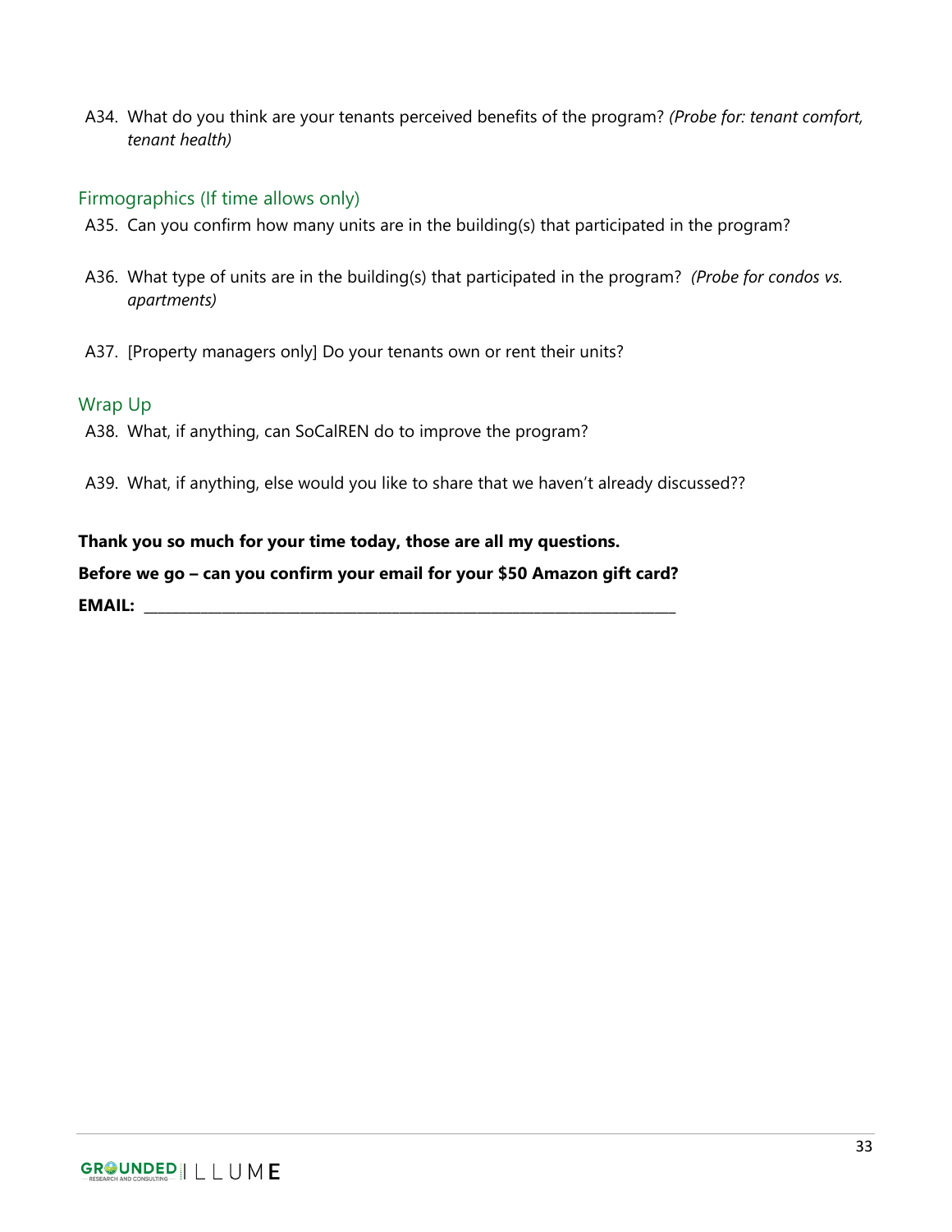A34. What do you think are your tenants perceived benefits of the program? *(Probe for: tenant comfort, tenant health)*

## Firmographics (If time allows only)

A35. Can you confirm how many units are in the building(s) that participated in the program?

A36. What type of units are in the building(s) that participated in the program? *(Probe for condos vs. apartments)*

A37. [Property managers only] Do your tenants own or rent their units?

## Wrap Up

A38. What, if anything, can SoCalREN do to improve the program?

A39. What, if anything, else would you like to share that we haven't already discussed??

**Thank you so much for your time today, those are all my questions.**

**Before we go – can you confirm your email for your $50 Amazon gift card?**

**EMAIL:** ___________________________________________________________________________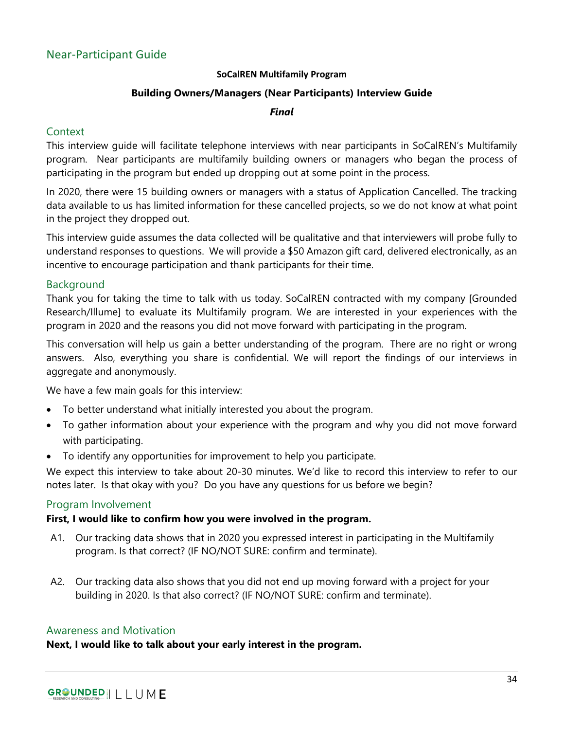## Near-Participant Guide

**SoCalREN Multifamily Program**

**Building Owners/Managers (Near Participants) Interview Guide**

***Final***

### Context

This interview guide will facilitate telephone interviews with near participants in SoCalREN's Multifamily program. Near participants are multifamily building owners or managers who began the process of participating in the program but ended up dropping out at some point in the process.

In 2020, there were 15 building owners or managers with a status of Application Cancelled. The tracking data available to us has limited information for these cancelled projects, so we do not know at what point in the project they dropped out.

This interview guide assumes the data collected will be qualitative and that interviewers will probe fully to understand responses to questions. We will provide a $50 Amazon gift card, delivered electronically, as an incentive to encourage participation and thank participants for their time.

### Background

Thank you for taking the time to talk with us today. SoCalREN contracted with my company [Grounded Research/Illume] to evaluate its Multifamily program. We are interested in your experiences with the program in 2020 and the reasons you did not move forward with participating in the program.

This conversation will help us gain a better understanding of the program. There are no right or wrong answers. Also, everything you share is confidential. We will report the findings of our interviews in aggregate and anonymously.

We have a few main goals for this interview:

- To better understand what initially interested you about the program.
- To gather information about your experience with the program and why you did not move forward with participating.
- To identify any opportunities for improvement to help you participate.

We expect this interview to take about 20-30 minutes. We'd like to record this interview to refer to our notes later. Is that okay with you? Do you have any questions for us before we begin?

### Program Involvement

**First, I would like to confirm how you were involved in the program.**

A1. Our tracking data shows that in 2020 you expressed interest in participating in the Multifamily program. Is that correct? (IF NO/NOT SURE: confirm and terminate).

A2. Our tracking data also shows that you did not end up moving forward with a project for your building in 2020. Is that also correct? (IF NO/NOT SURE: confirm and terminate).

### Awareness and Motivation

**Next, I would like to talk about your early interest in the program.**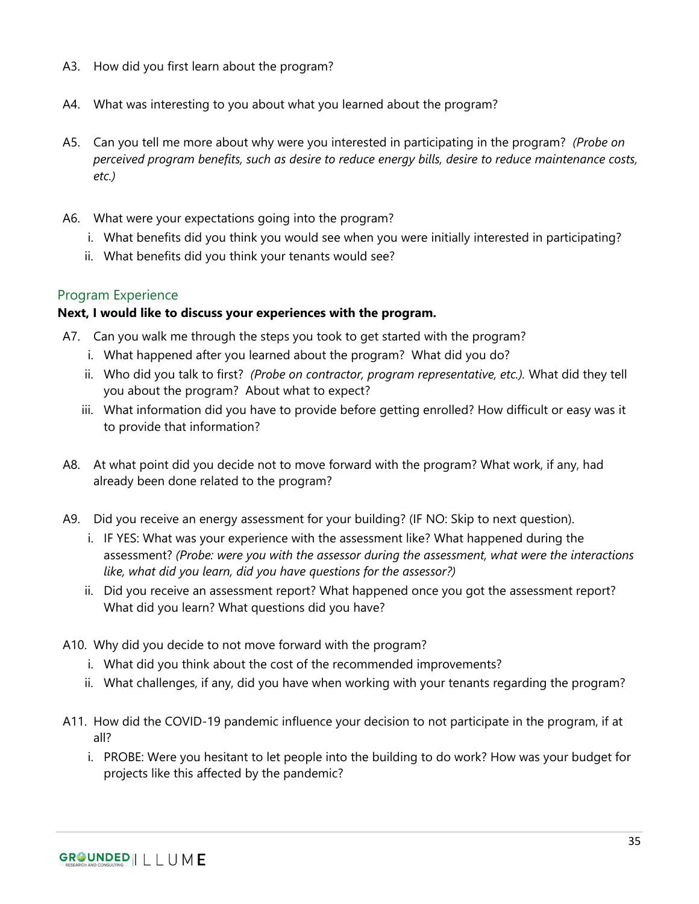A3. How did you first learn about the program?

A4. What was interesting to you about what you learned about the program?

A5. Can you tell me more about why were you interested in participating in the program? *(Probe on perceived program benefits, such as desire to reduce energy bills, desire to reduce maintenance costs, etc.)*

A6. What were your expectations going into the program?

i. What benefits did you think you would see when you were initially interested in participating?
ii. What benefits did you think your tenants would see?

## Program Experience

**Next, I would like to discuss your experiences with the program.**

A7. Can you walk me through the steps you took to get started with the program?

i. What happened after you learned about the program? What did you do?
ii. Who did you talk to first? *(Probe on contractor, program representative, etc.).* What did they tell you about the program? About what to expect?
iii. What information did you have to provide before getting enrolled? How difficult or easy was it to provide that information?

A8. At what point did you decide not to move forward with the program? What work, if any, had already been done related to the program?

A9. Did you receive an energy assessment for your building? (IF NO: Skip to next question).

i. IF YES: What was your experience with the assessment like? What happened during the assessment? *(Probe: were you with the assessor during the assessment, what were the interactions like, what did you learn, did you have questions for the assessor?)*
ii. Did you receive an assessment report? What happened once you got the assessment report? What did you learn? What questions did you have?

A10. Why did you decide to not move forward with the program?

i. What did you think about the cost of the recommended improvements?
ii. What challenges, if any, did you have when working with your tenants regarding the program?

A11. How did the COVID-19 pandemic influence your decision to not participate in the program, if at all?

i. PROBE: Were you hesitant to let people into the building to do work? How was your budget for projects like this affected by the pandemic?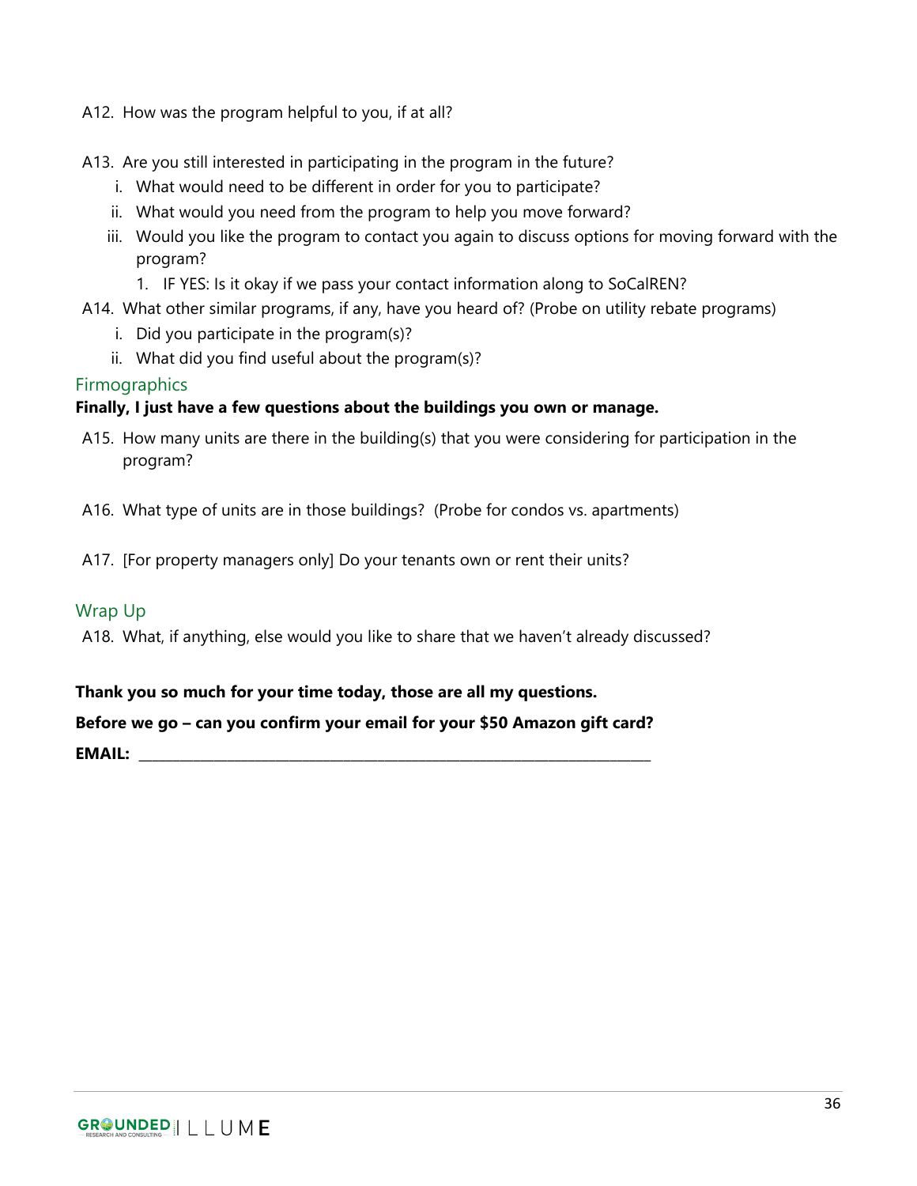A12. How was the program helpful to you, if at all?

A13. Are you still interested in participating in the program in the future?

   i. What would need to be different in order for you to participate?
   ii. What would you need from the program to help you move forward?
   iii. Would you like the program to contact you again to discuss options for moving forward with the program?
      1. IF YES: Is it okay if we pass your contact information along to SoCalREN?

A14. What other similar programs, if any, have you heard of? (Probe on utility rebate programs)

   i. Did you participate in the program(s)?
   ii. What did you find useful about the program(s)?

## Firmographics

**Finally, I just have a few questions about the buildings you own or manage.**

A15. How many units are there in the building(s) that you were considering for participation in the program?

A16. What type of units are in those buildings? (Probe for condos vs. apartments)

A17. [For property managers only] Do your tenants own or rent their units?

## Wrap Up

A18. What, if anything, else would you like to share that we haven't already discussed?

**Thank you so much for your time today, those are all my questions.**

**Before we go – can you confirm your email for your $50 Amazon gift card?**

**EMAIL:** ____________________________________________